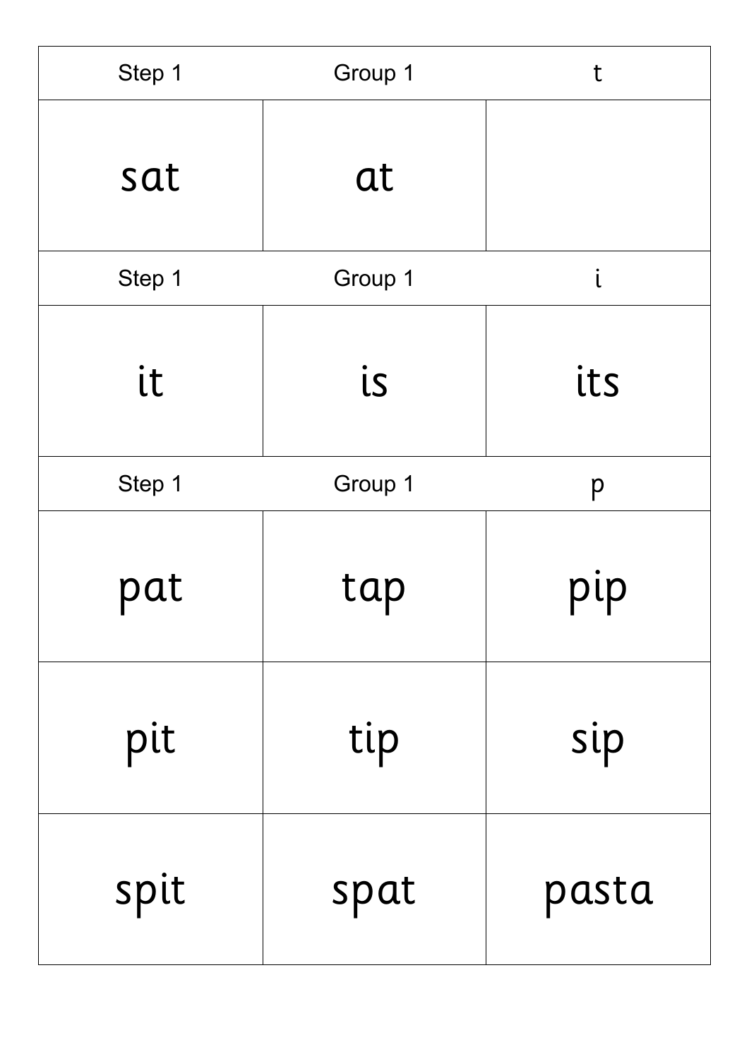| Step 1 | Group 1 | t |
|---|---|---|
| sat | at | |

| Step 1 | Group 1 | i |
|---|---|---|
| it | is | its |

| Step 1 | Group 1 | p |
|---|---|---|
| pat | tap | pip |
| pit | tip | sip |
| spit | spat | pasta |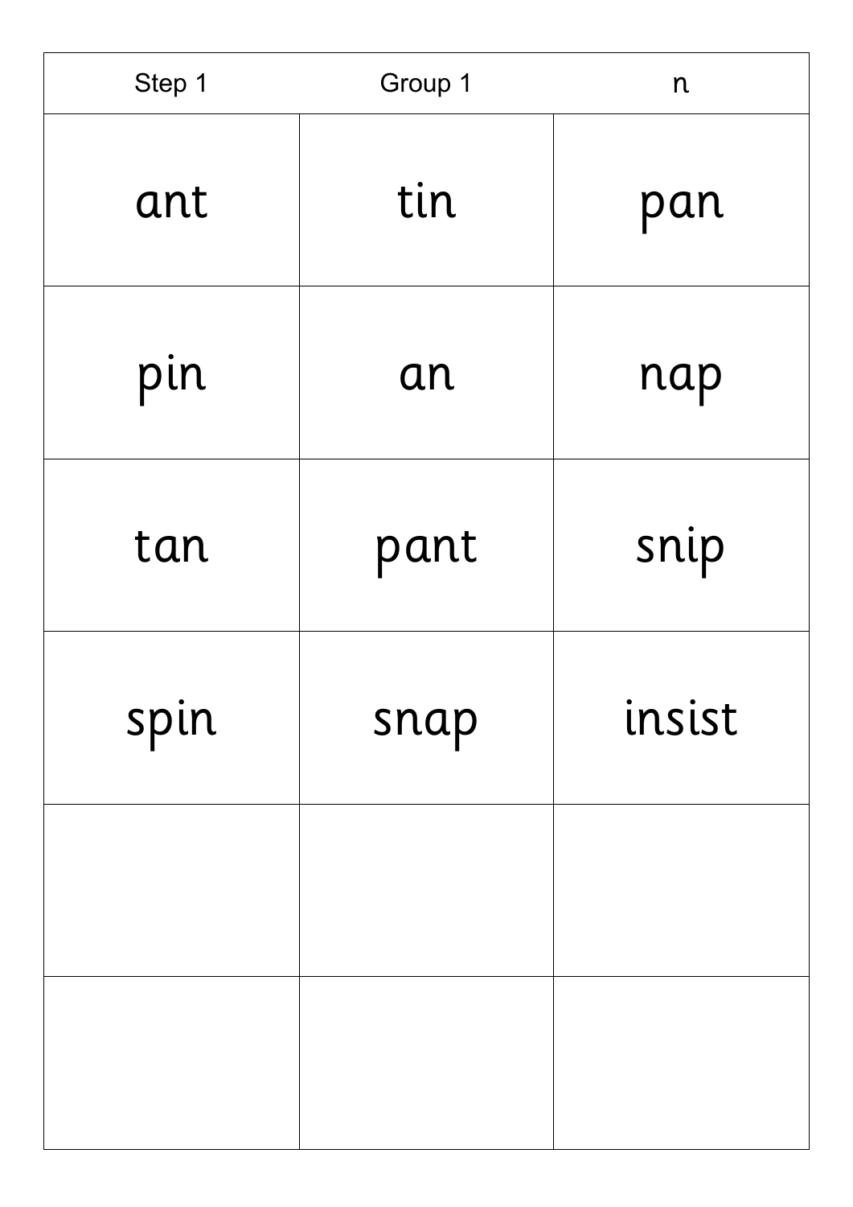| Step 1 | Group 1 | n |
|---|---|---|
| ant | tin | pan |
| pin | an | nap |
| tan | pant | snip |
| spin | snap | insist |
| | | |
| | | |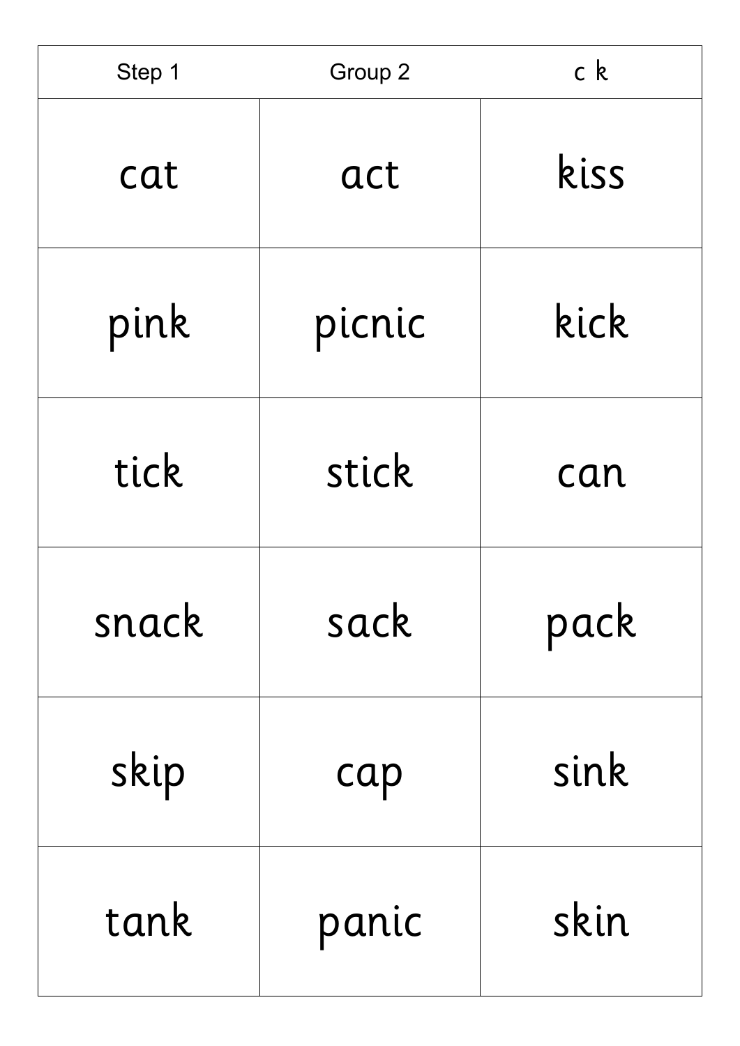| Step 1 | Group 2 | c k |
| --- | --- | --- |
| cat | act | kiss |
| pink | picnic | kick |
| tick | stick | can |
| snack | sack | pack |
| skip | cap | sink |
| tank | panic | skin |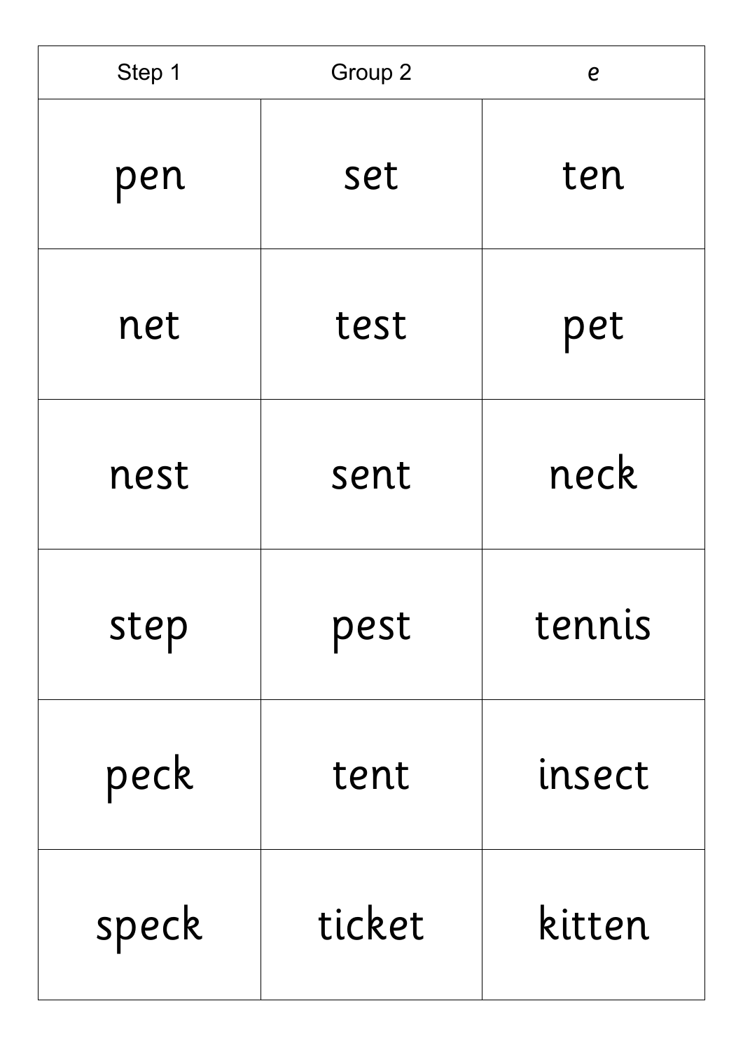| Step 1 | Group 2 | *e* |
|---|---|---|
| pen | set | ten |
| net | test | pet |
| nest | sent | neck |
| step | pest | tennis |
| peck | tent | insect |
| speck | ticket | kitten |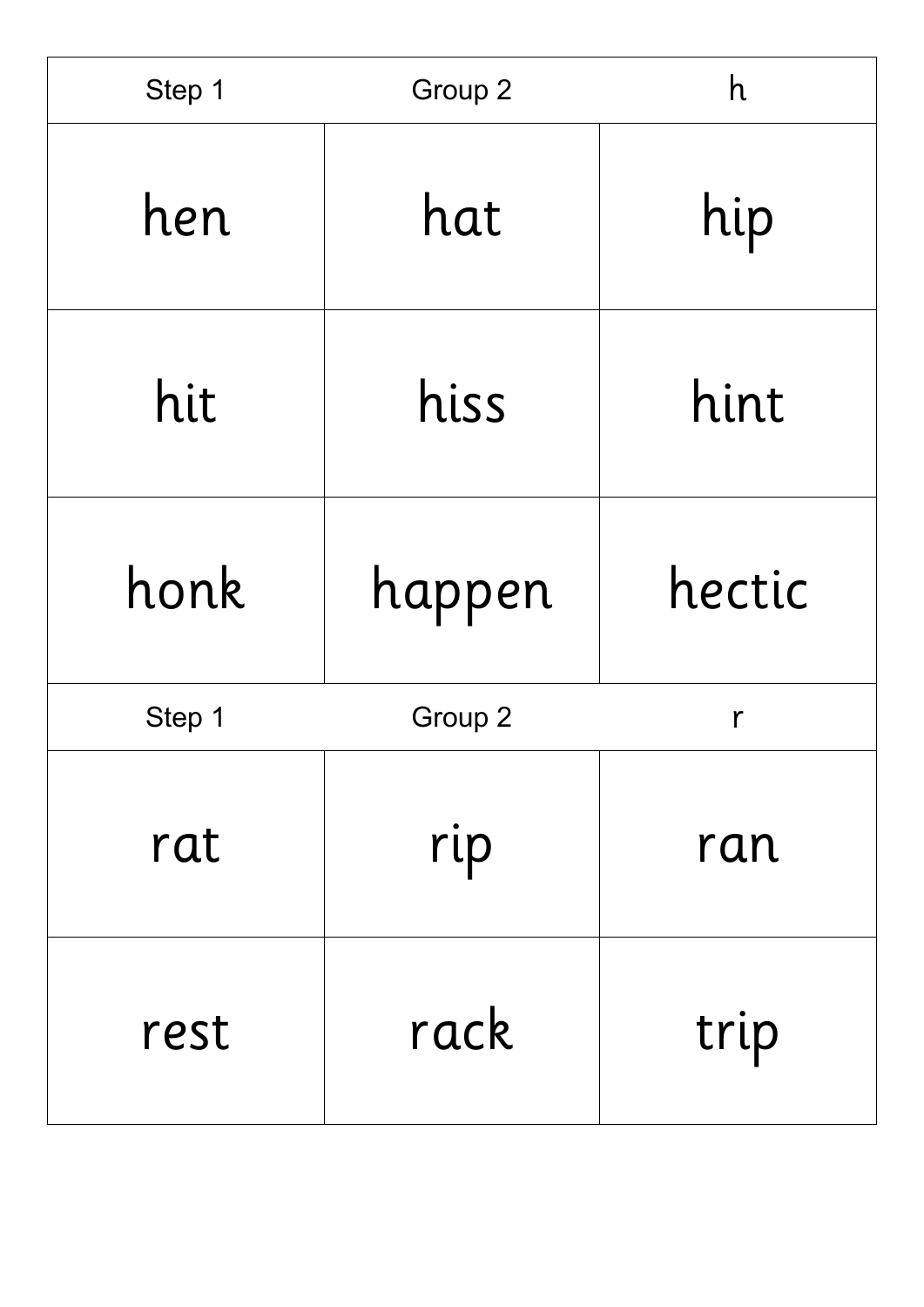| Step 1 | Group 2 | h |
| --- | --- | --- |
| hen | hat | hip |
| hit | hiss | hint |
| honk | happen | hectic |

| Step 1 | Group 2 | r |
| --- | --- | --- |
| rat | rip | ran |
| rest | rack | trip |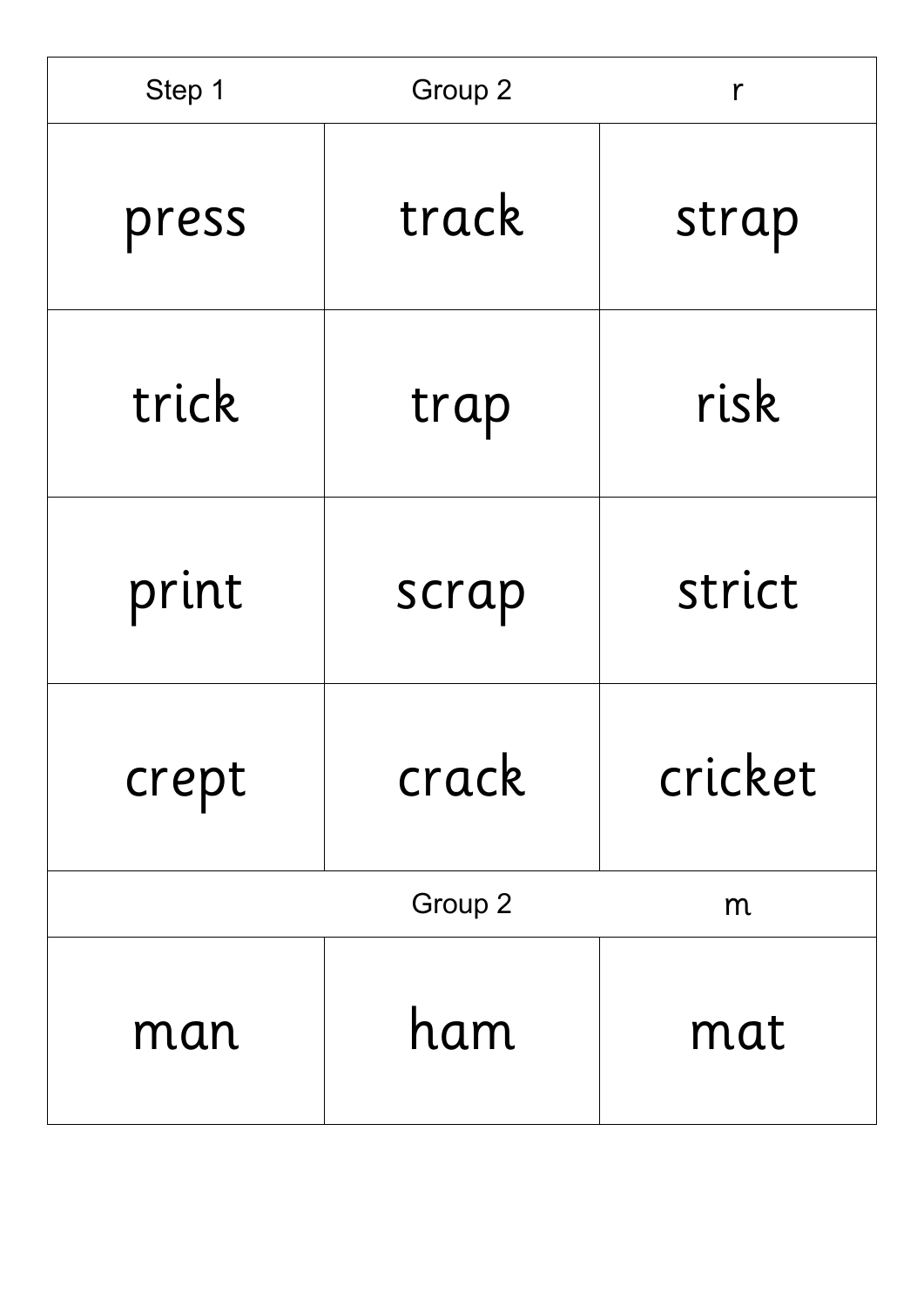| Step 1 | Group 2 | r |
|---|---|---|
| press | track | strap |
| trick | trap | risk |
| print | scrap | strict |
| crept | crack | cricket |

| | Group 2 | m |
|---|---|---|
| man | ham | mat |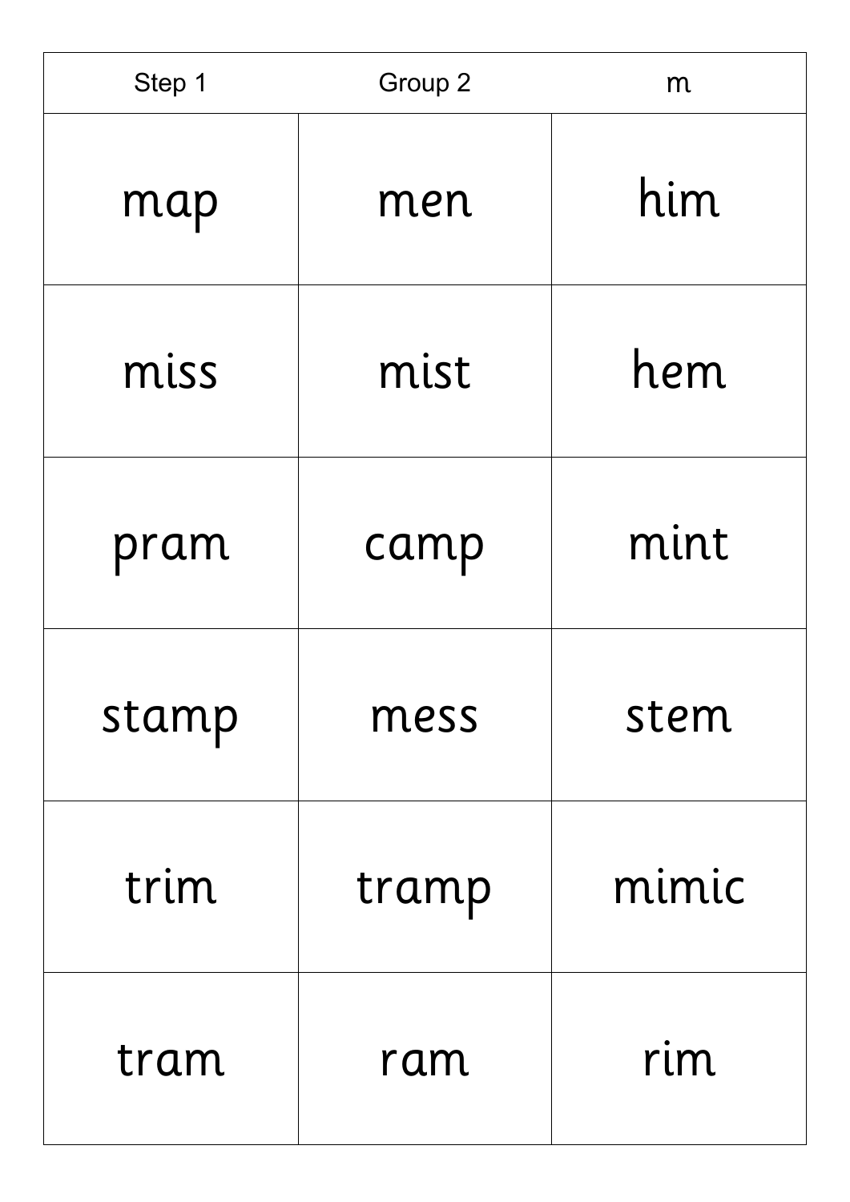| Step 1 | Group 2 | m |
| --- | --- | --- |
| map | men | him |
| miss | mist | hem |
| pram | camp | mint |
| stamp | mess | stem |
| trim | tramp | mimic |
| tram | ram | rim |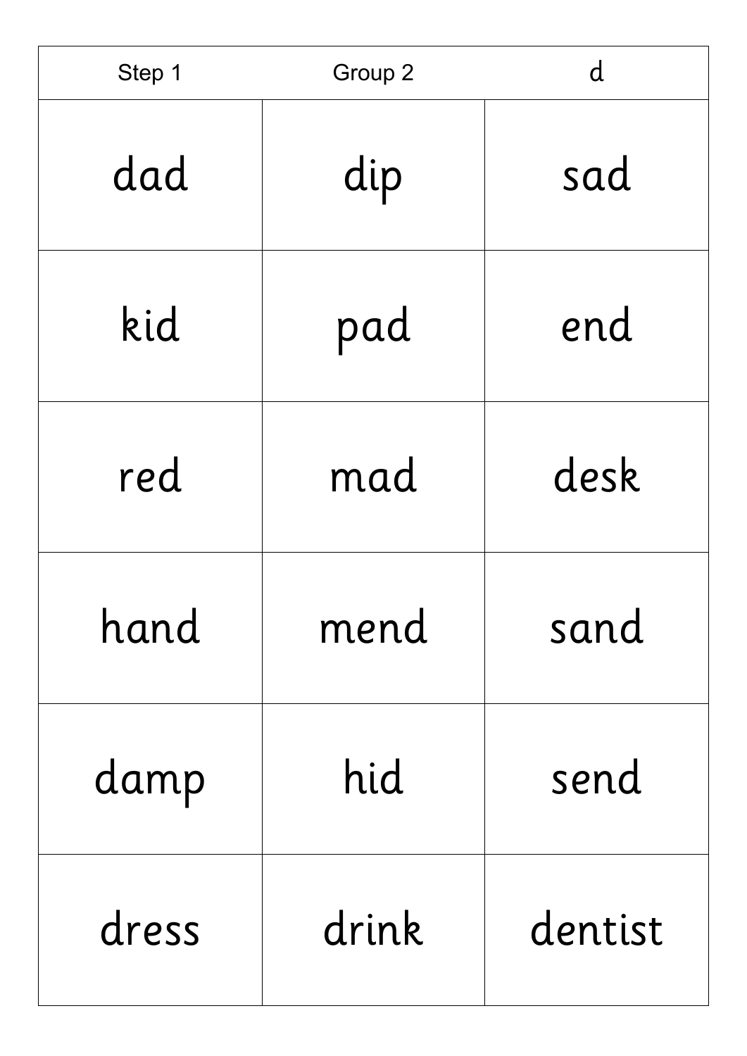| Step 1 | Group 2 | d |
|---|---|---|
| dad | dip | sad |
| kid | pad | end |
| red | mad | desk |
| hand | mend | sand |
| damp | hid | send |
| dress | drink | dentist |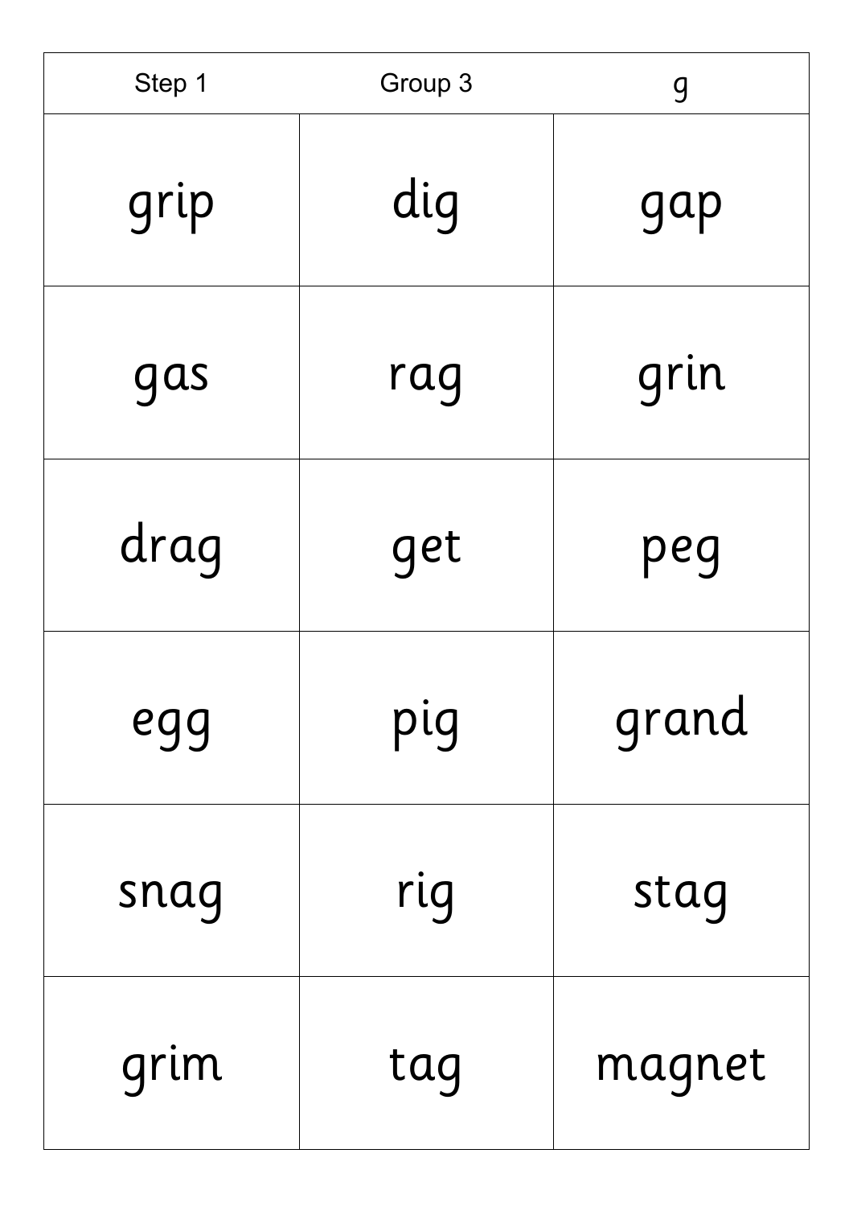| Step 1 | Group 3 | g |
|---|---|---|
| grip | dig | gap |
| gas | rag | grin |
| drag | get | peg |
| egg | pig | grand |
| snag | rig | stag |
| grim | tag | magnet |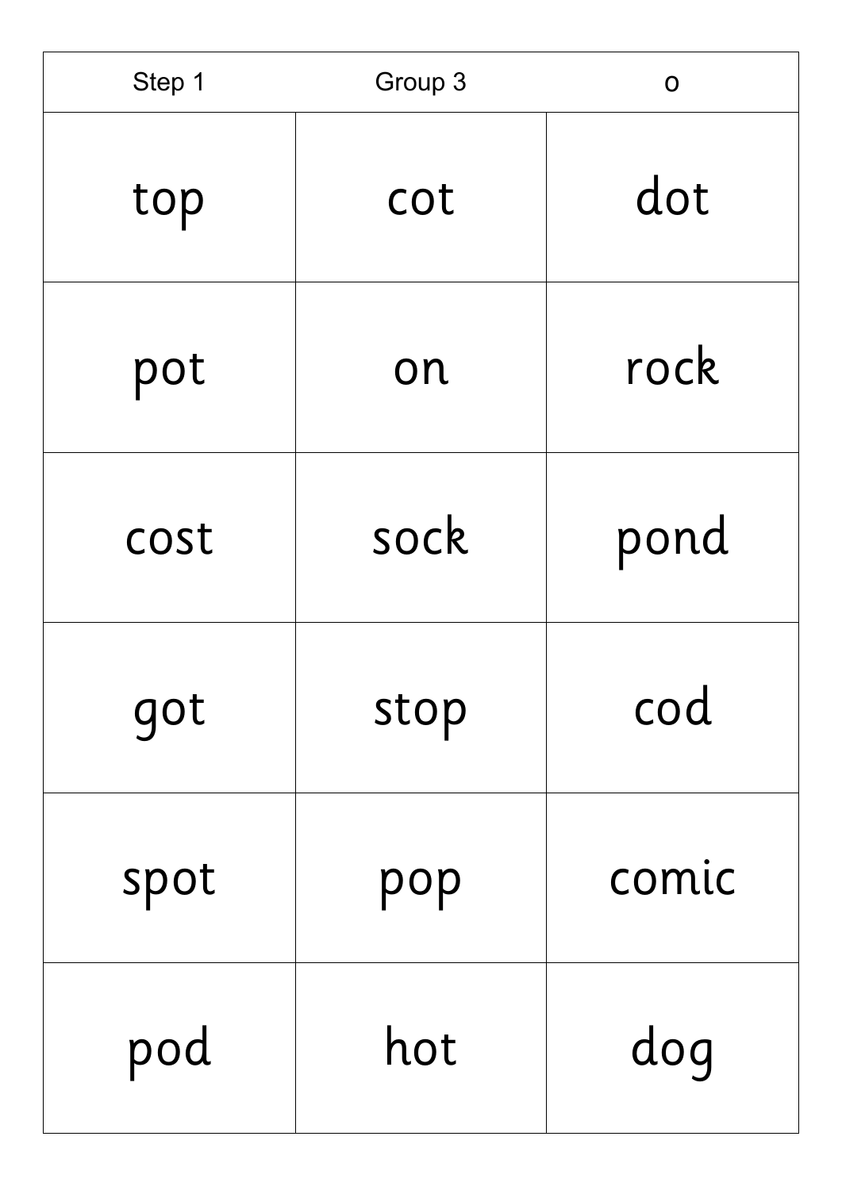| Step 1 | Group 3 | o |
| --- | --- | --- |
| top | cot | dot |
| pot | on | rock |
| cost | sock | pond |
| got | stop | cod |
| spot | pop | comic |
| pod | hot | dog |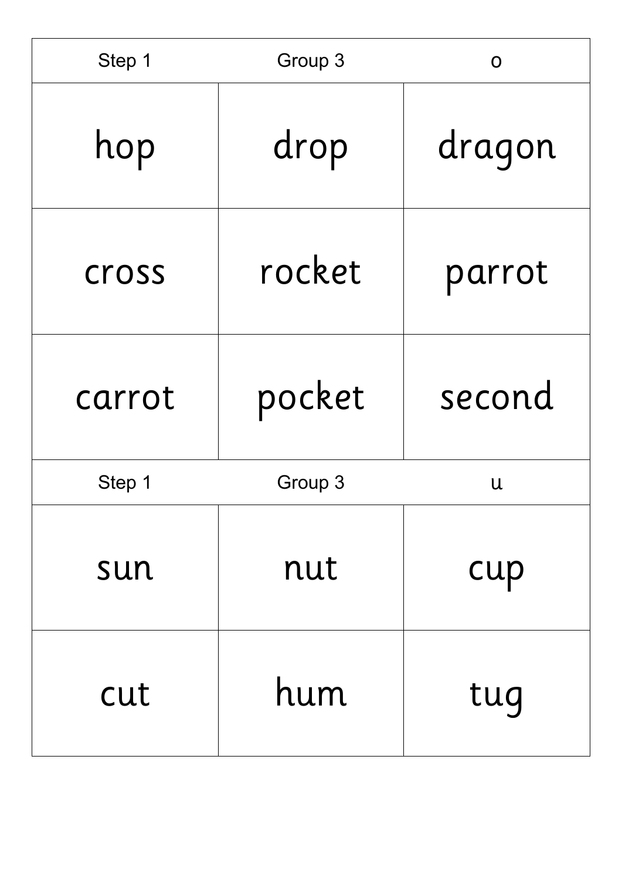| Step 1 | Group 3 | o |
|---|---|---|
| hop | drop | dragon |
| cross | rocket | parrot |
| carrot | pocket | second |

| Step 1 | Group 3 | u |
|---|---|---|
| sun | nut | cup |
| cut | hum | tug |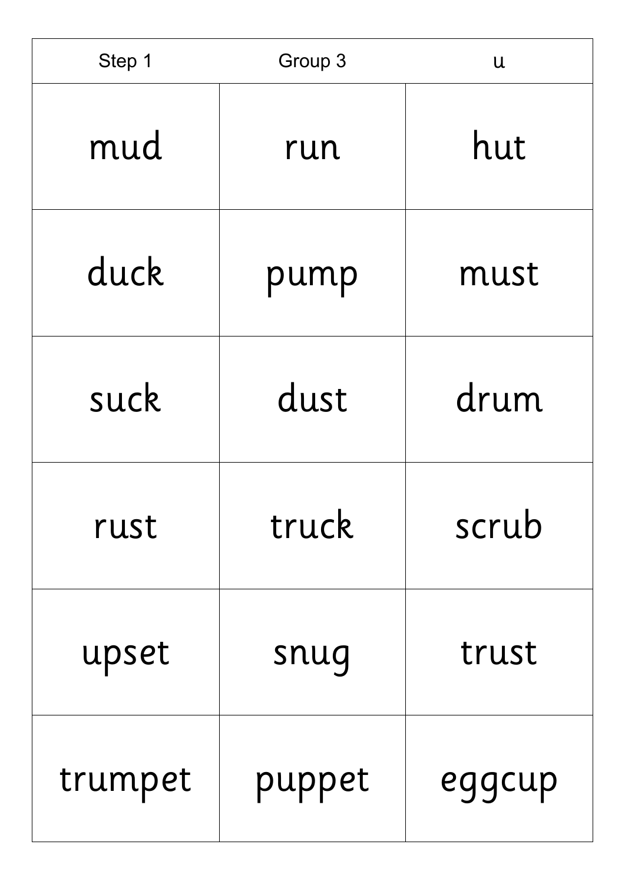| Step 1 | Group 3 | u |
| --- | --- | --- |
| mud | run | hut |
| duck | pump | must |
| suck | dust | drum |
| rust | truck | scrub |
| upset | snug | trust |
| trumpet | puppet | eggcup |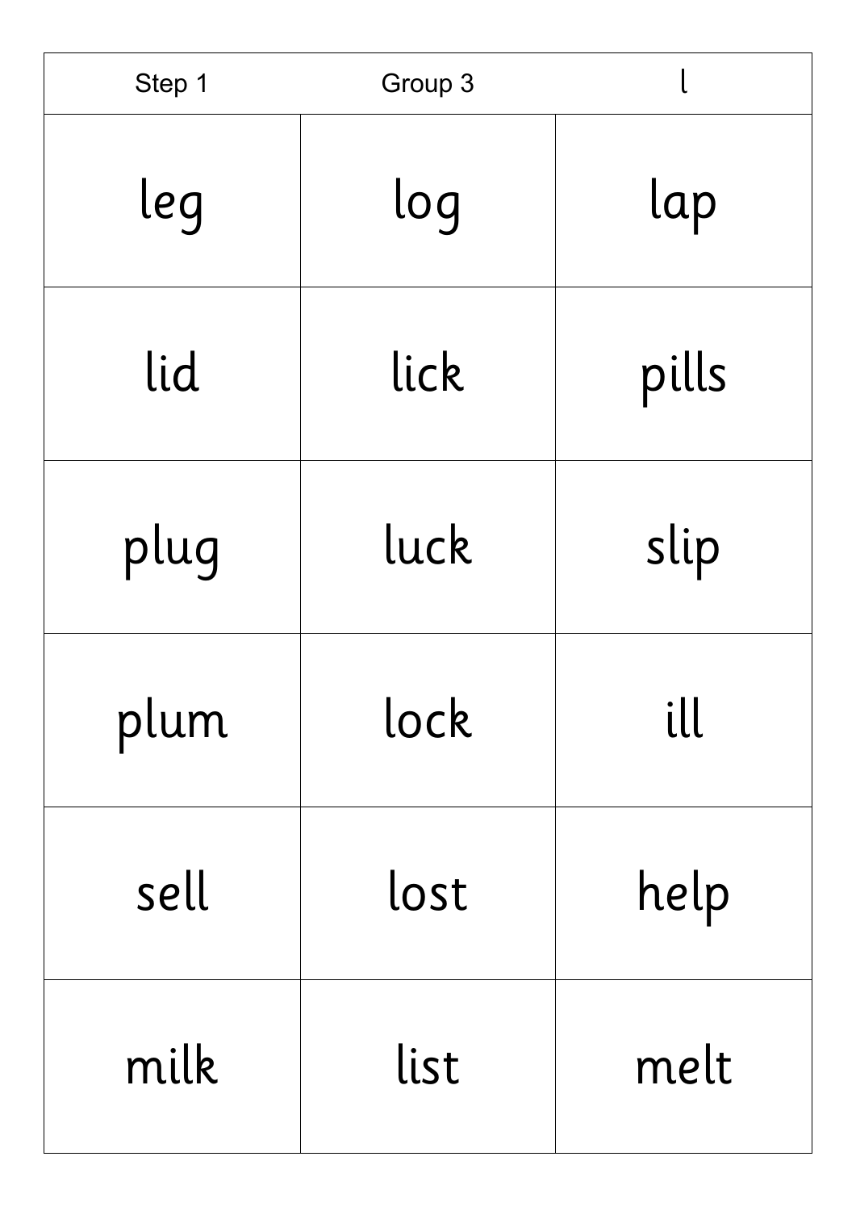| Step 1 | Group 3 | l |
|---|---|---|
| leg | log | lap |
| lid | lick | pills |
| plug | luck | slip |
| plum | lock | ill |
| sell | lost | help |
| milk | list | melt |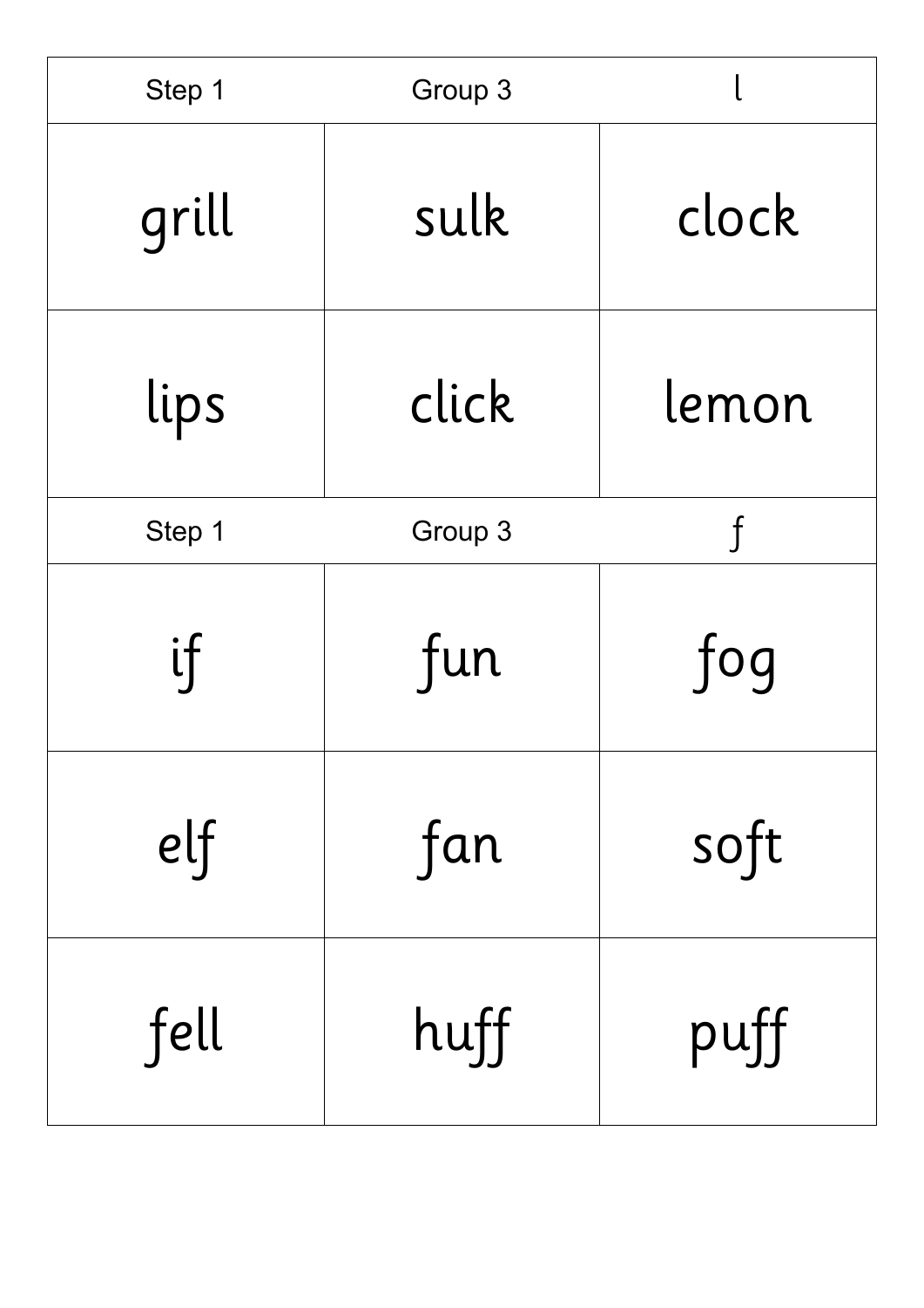| Step 1 | Group 3 | l |
|---|---|---|
| grill | sulk | clock |
| lips | click | lemon |

| Step 1 | Group 3 | f |
|---|---|---|
| if | fun | fog |
| elf | fan | soft |
| fell | huff | puff |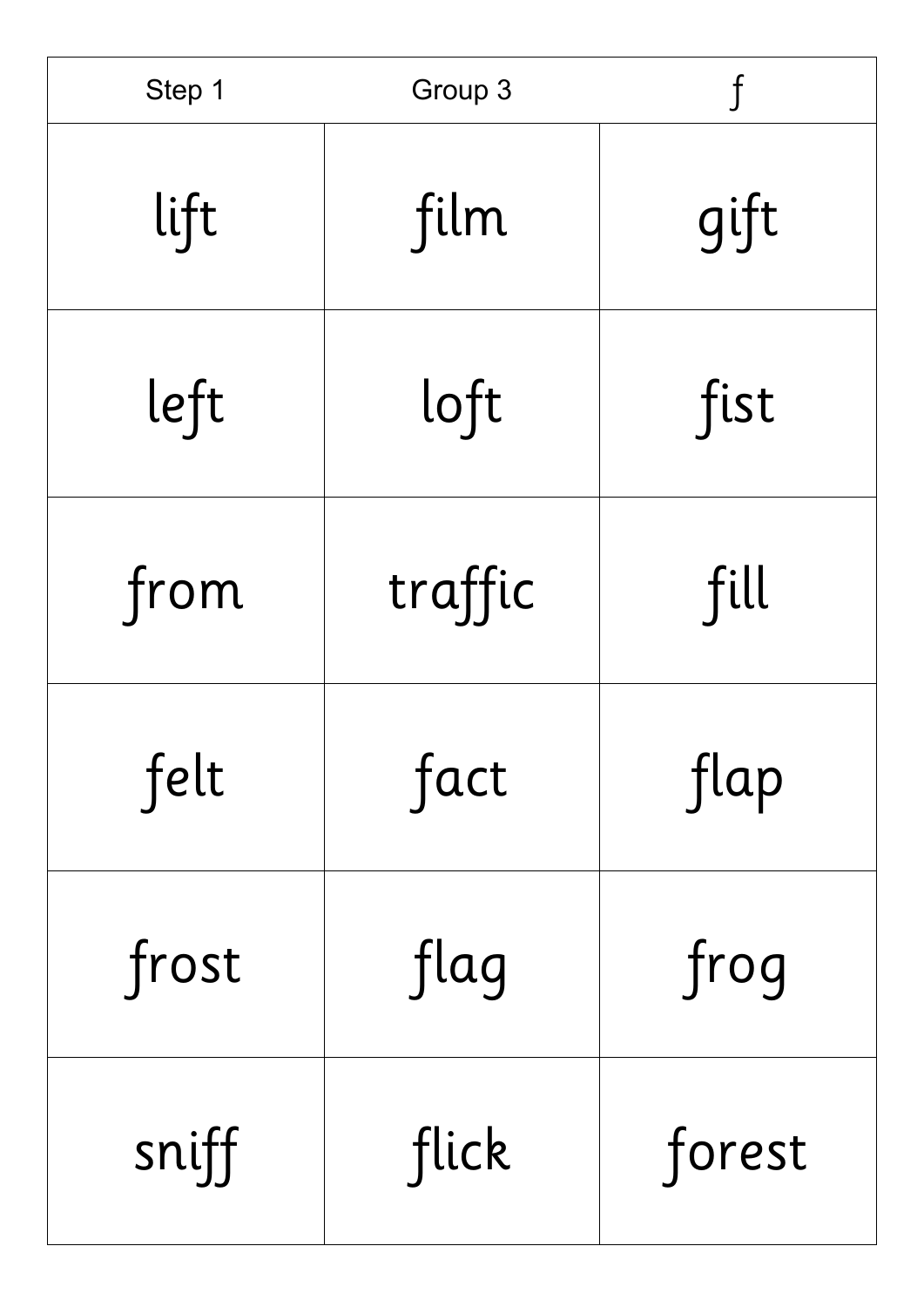| Step 1 | Group 3 | f |
|---|---|---|
| lift | film | gift |
| left | loft | fist |
| from | traffic | fill |
| felt | fact | flap |
| frost | flag | frog |
| sniff | flick | forest |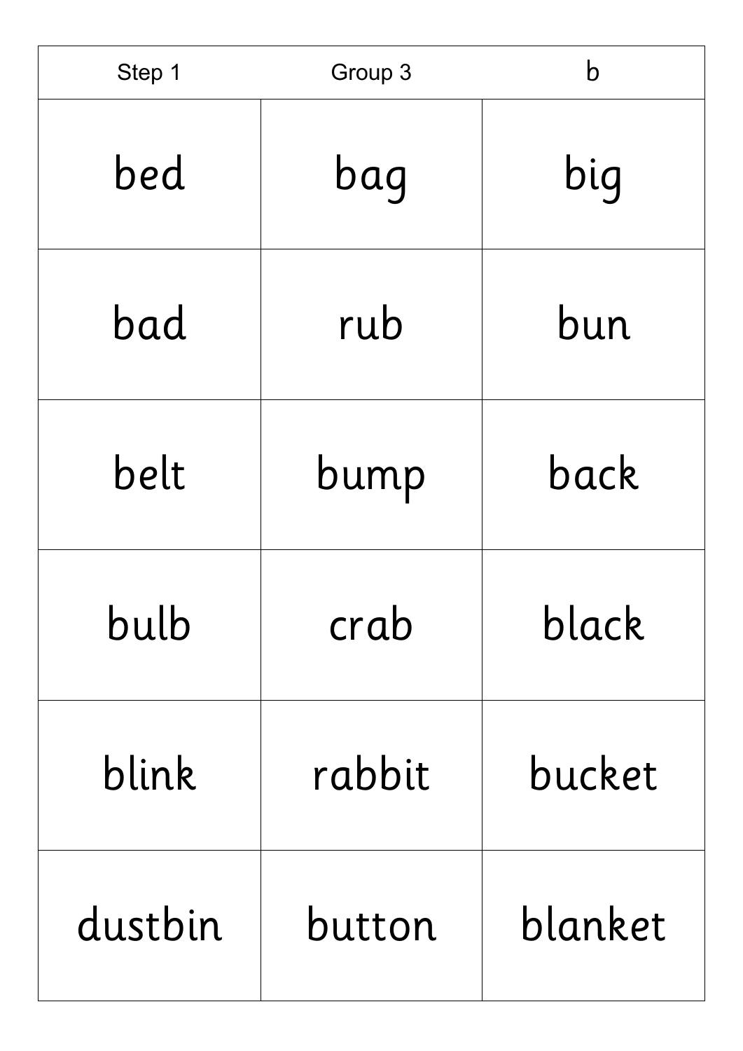| Step 1 | Group 3 | b |
|---|---|---|
| bed | bag | big |
| bad | rub | bun |
| belt | bump | back |
| bulb | crab | black |
| blink | rabbit | bucket |
| dustbin | button | blanket |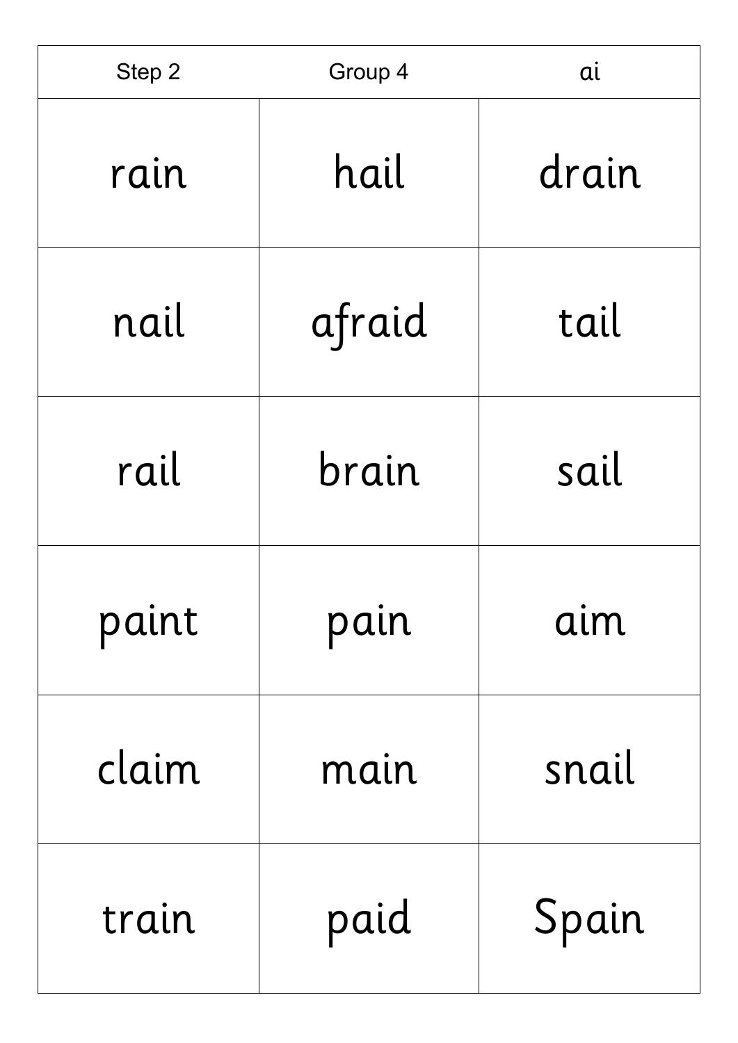| Step 2 | Group 4 | ai |
| --- | --- | --- |
| rain | hail | drain |
| nail | afraid | tail |
| rail | brain | sail |
| paint | pain | aim |
| claim | main | snail |
| train | paid | Spain |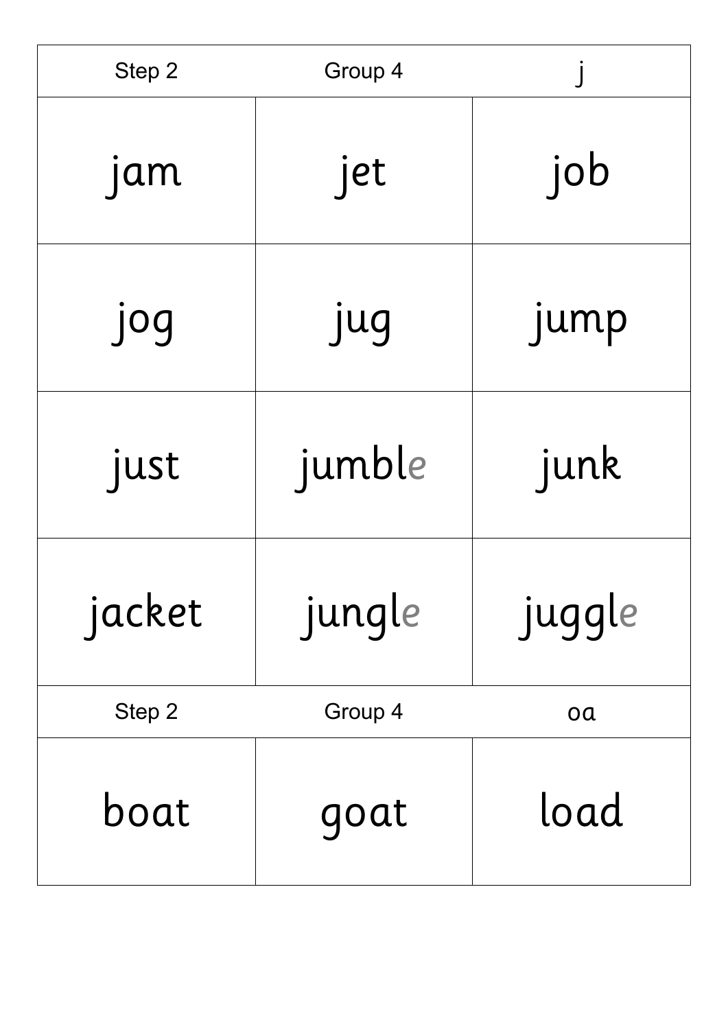| Step 2 | Group 4 | j |
|---|---|---|
| jam | jet | job |
| jog | jug | jump |
| just | jumble | junk |
| jacket | jungle | juggle |

| Step 2 | Group 4 | oa |
|---|---|---|
| boat | goat | load |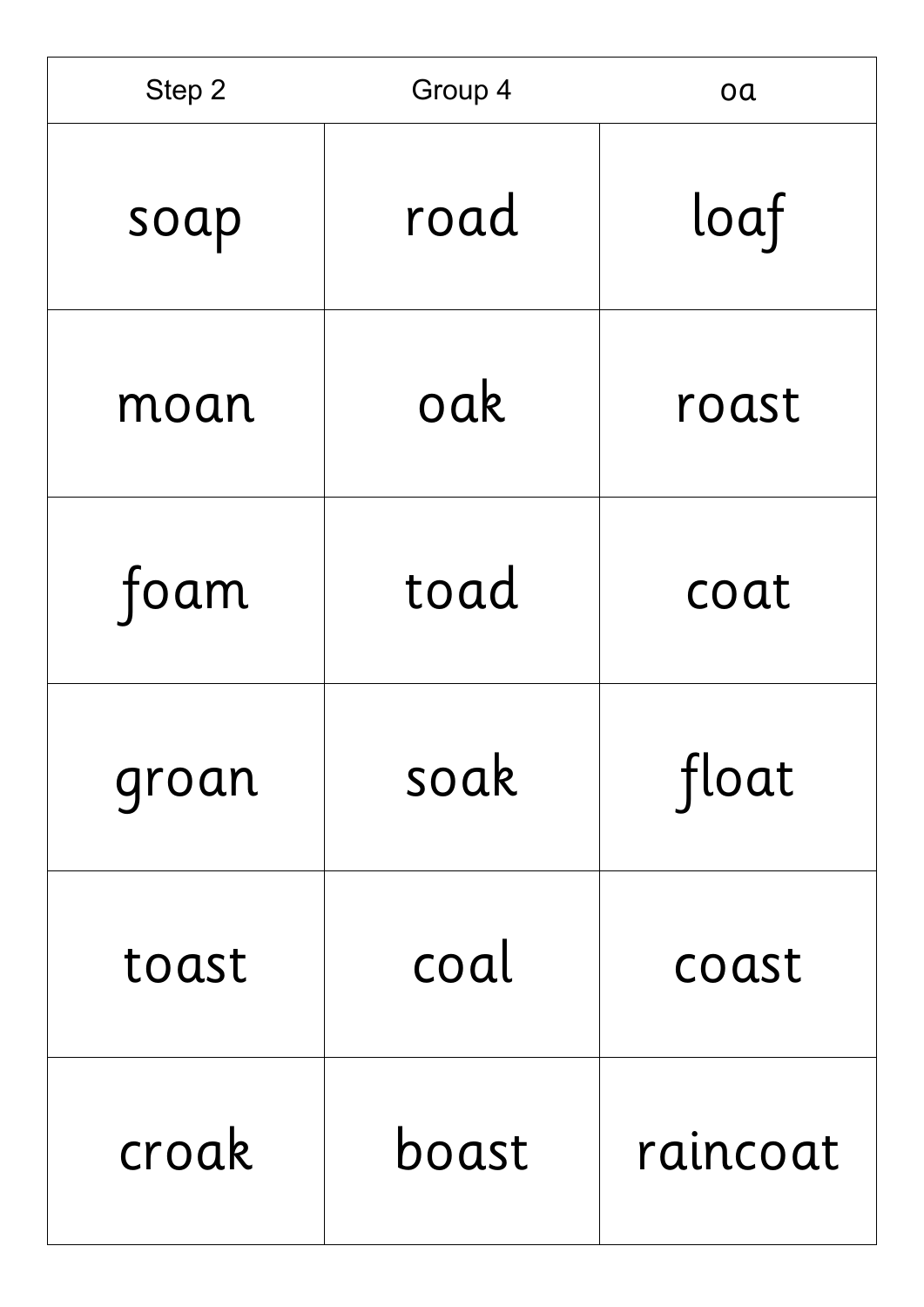| Step 2 | Group 4 | oa |
|---|---|---|
| soap | road | loaf |
| moan | oak | roast |
| foam | toad | coat |
| groan | soak | float |
| toast | coal | coast |
| croak | boast | raincoat |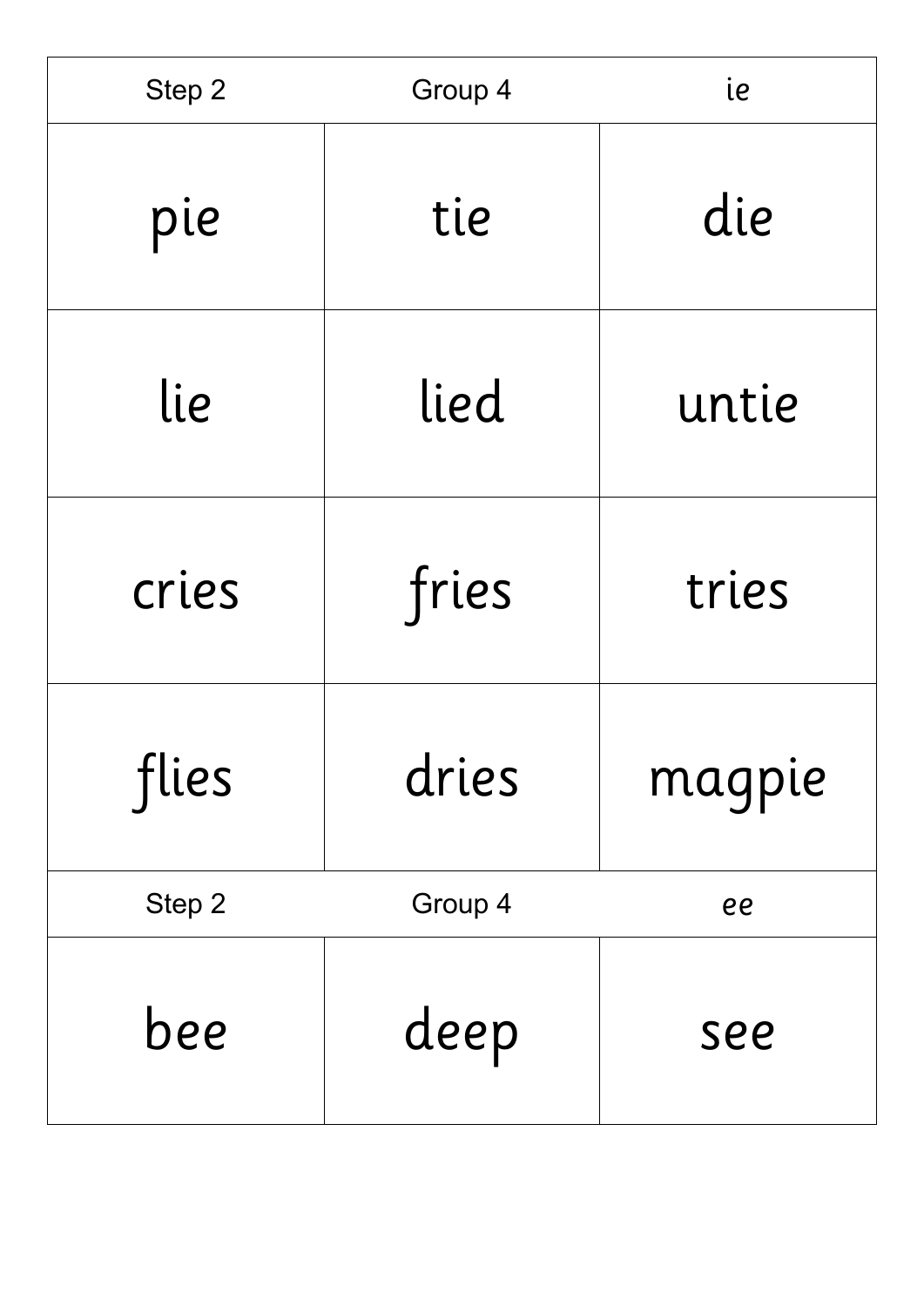| Step 2 | Group 4 | ie |
| --- | --- | --- |
| pie | tie | die |
| lie | lied | untie |
| cries | fries | tries |
| flies | dries | magpie |

| Step 2 | Group 4 | ee |
| --- | --- | --- |
| bee | deep | see |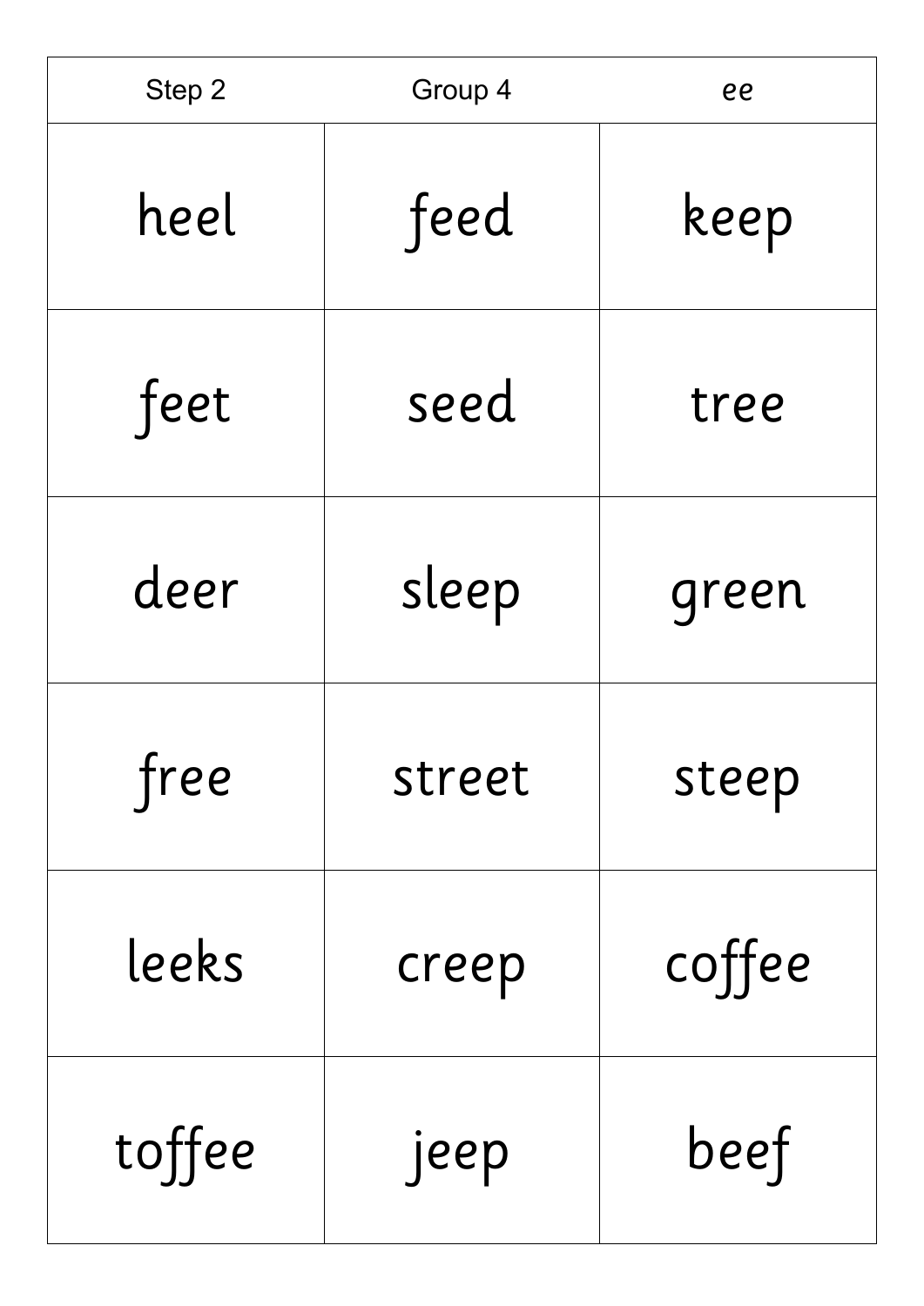| Step 2 | Group 4 | *ee* |
| --- | --- | --- |
| heel | feed | keep |
| feet | seed | tree |
| deer | sleep | green |
| free | street | steep |
| leeks | creep | coffee |
| toffee | jeep | beef |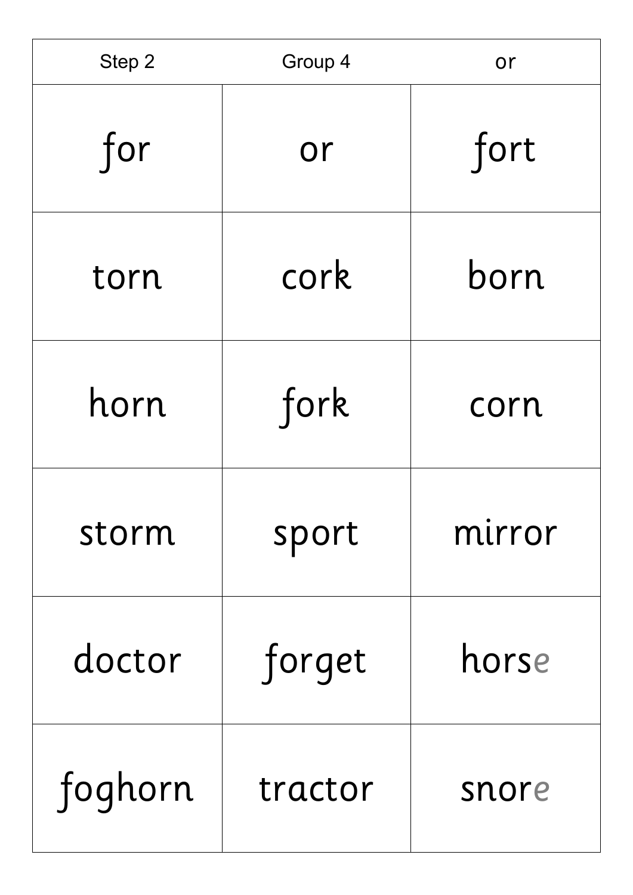| Step 2 | Group 4 | or |
| --- | --- | --- |
| for | or | fort |
| torn | cork | born |
| horn | fork | corn |
| storm | sport | mirror |
| doctor | forget | horse |
| foghorn | tractor | snore |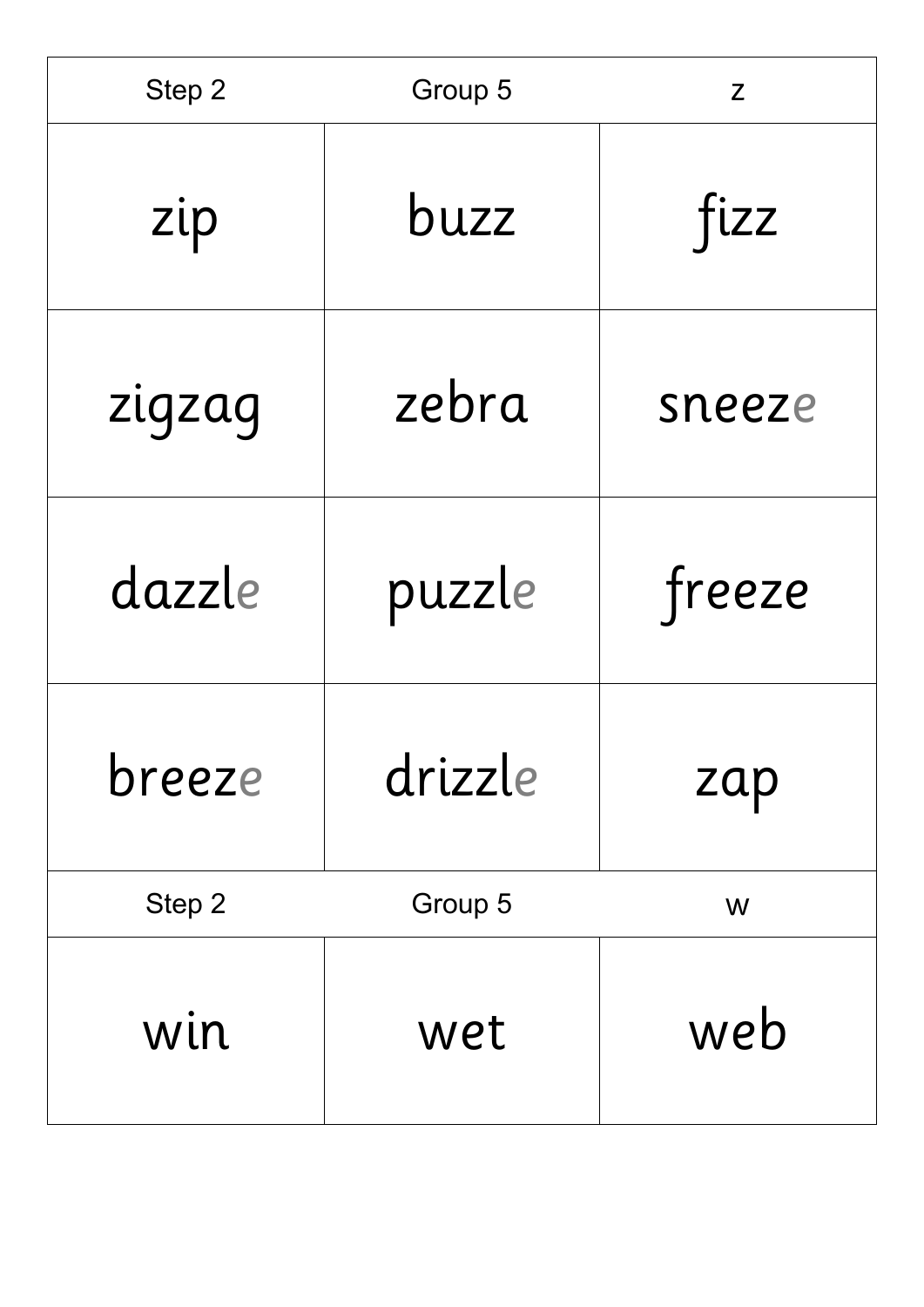| Step 2 | Group 5 | z |
| --- | --- | --- |
| zip | buzz | fizz |
| zigzag | zebra | sneeze |
| dazzle | puzzle | freeze |
| breeze | drizzle | zap |

| Step 2 | Group 5 | w |
| --- | --- | --- |
| win | wet | web |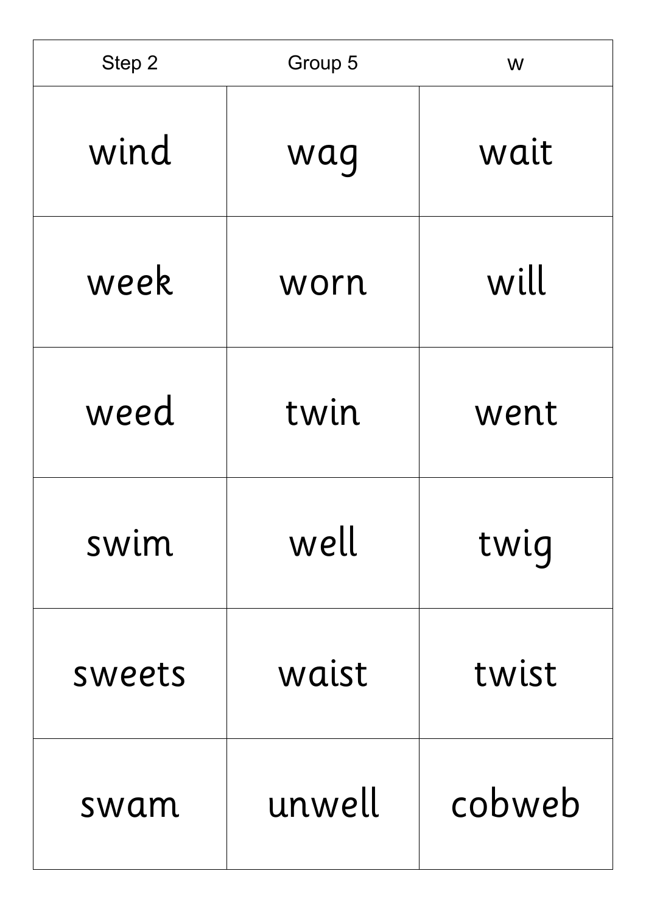| Step 2 | Group 5 | w |
| --- | --- | --- |
| wind | wag | wait |
| week | worn | will |
| weed | twin | went |
| swim | well | twig |
| sweets | waist | twist |
| swam | unwell | cobweb |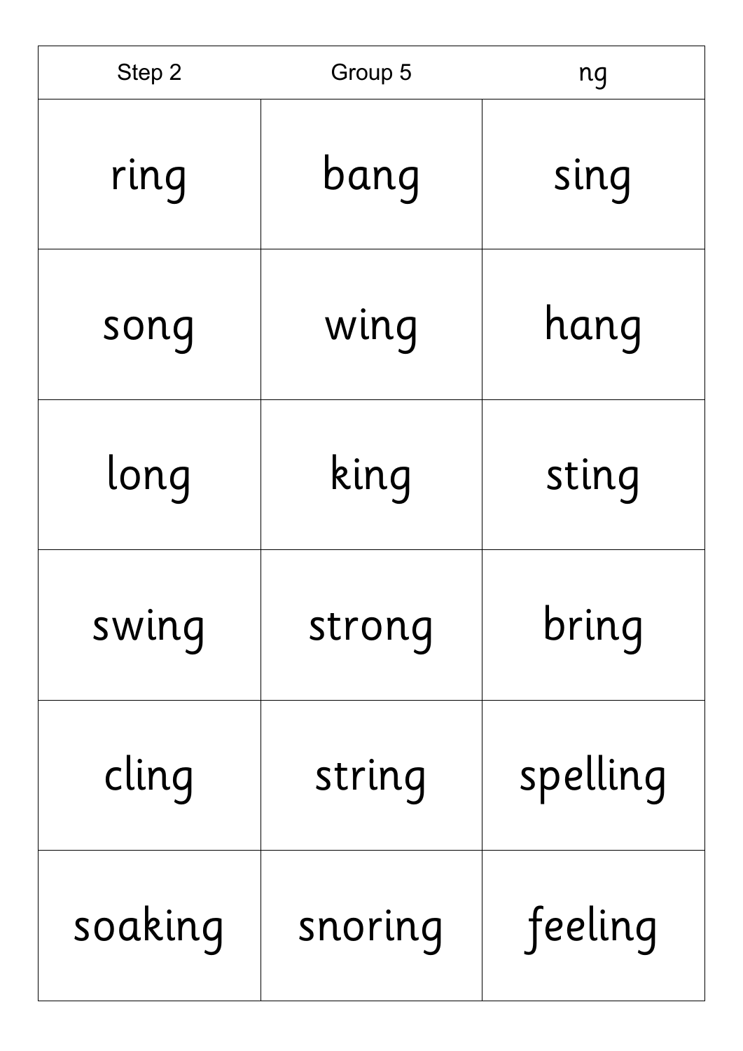| Step 2 | Group 5 | ng |
| --- | --- | --- |
| ring | bang | sing |
| song | wing | hang |
| long | king | sting |
| swing | strong | bring |
| cling | string | spelling |
| soaking | snoring | feeling |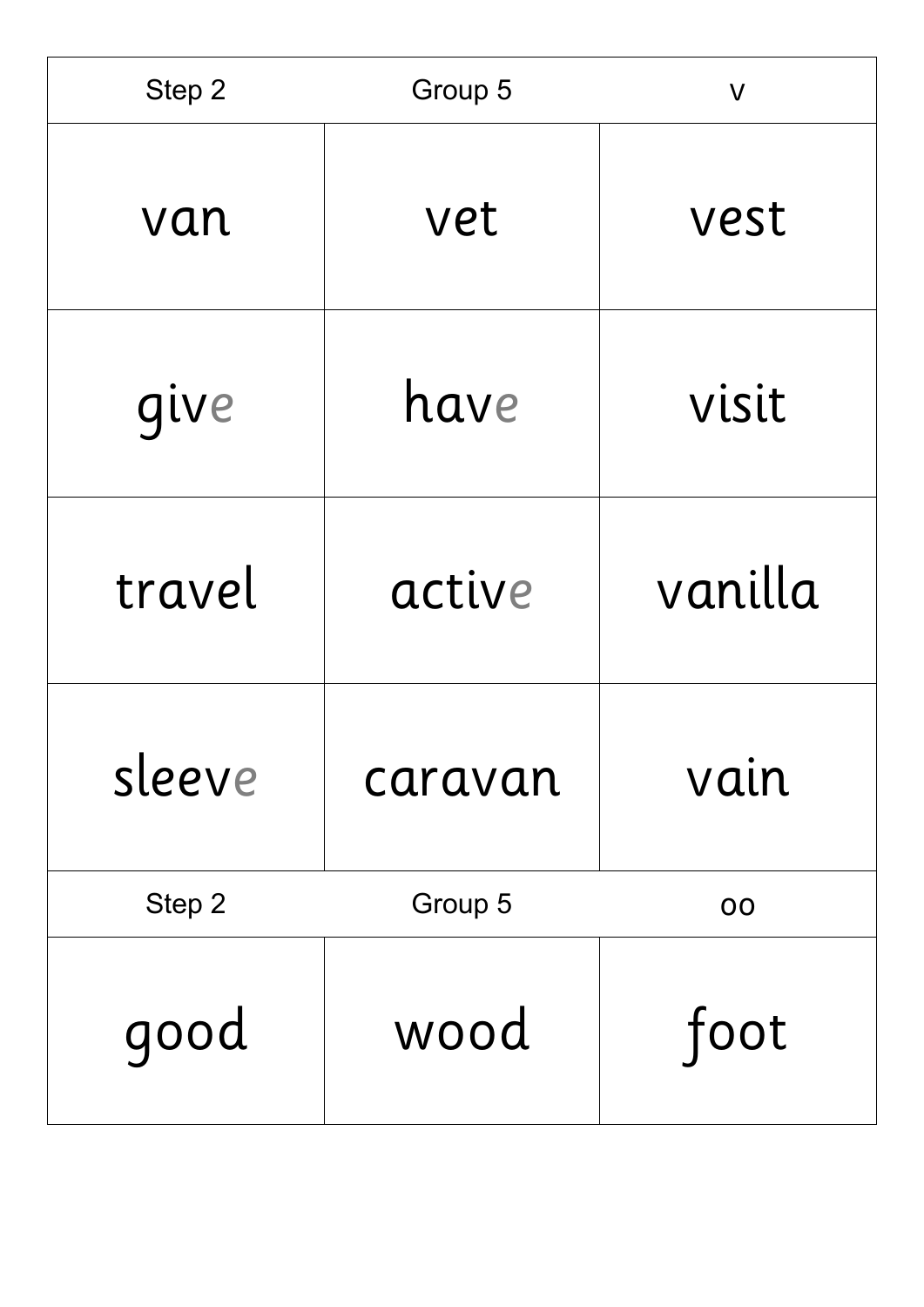| Step 2 | Group 5 | v |
| --- | --- | --- |
| van | vet | vest |
| give | have | visit |
| travel | active | vanilla |
| sleeve | caravan | vain |

| Step 2 | Group 5 | oo |
| --- | --- | --- |
| good | wood | foot |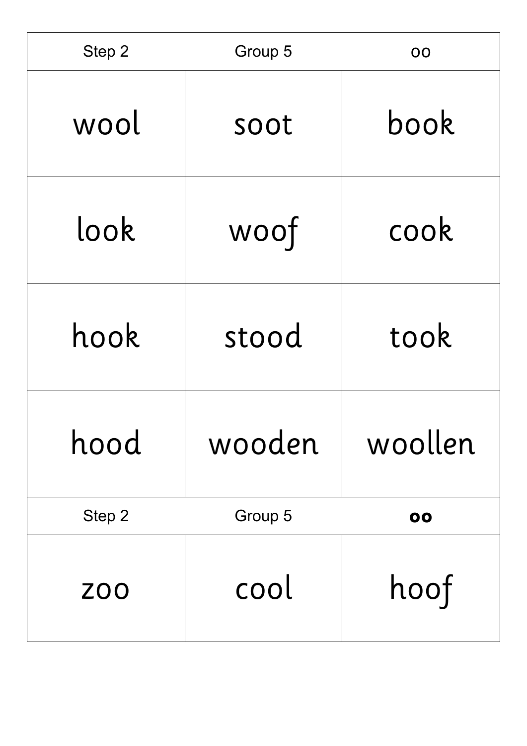| Step 2 | Group 5 | oo |
| --- | --- | --- |
| wool | soot | book |
| look | woof | cook |
| hook | stood | took |
| hood | wooden | woollen |

| Step 2 | Group 5 | **oo** |
| --- | --- | --- |
| zoo | cool | hoof |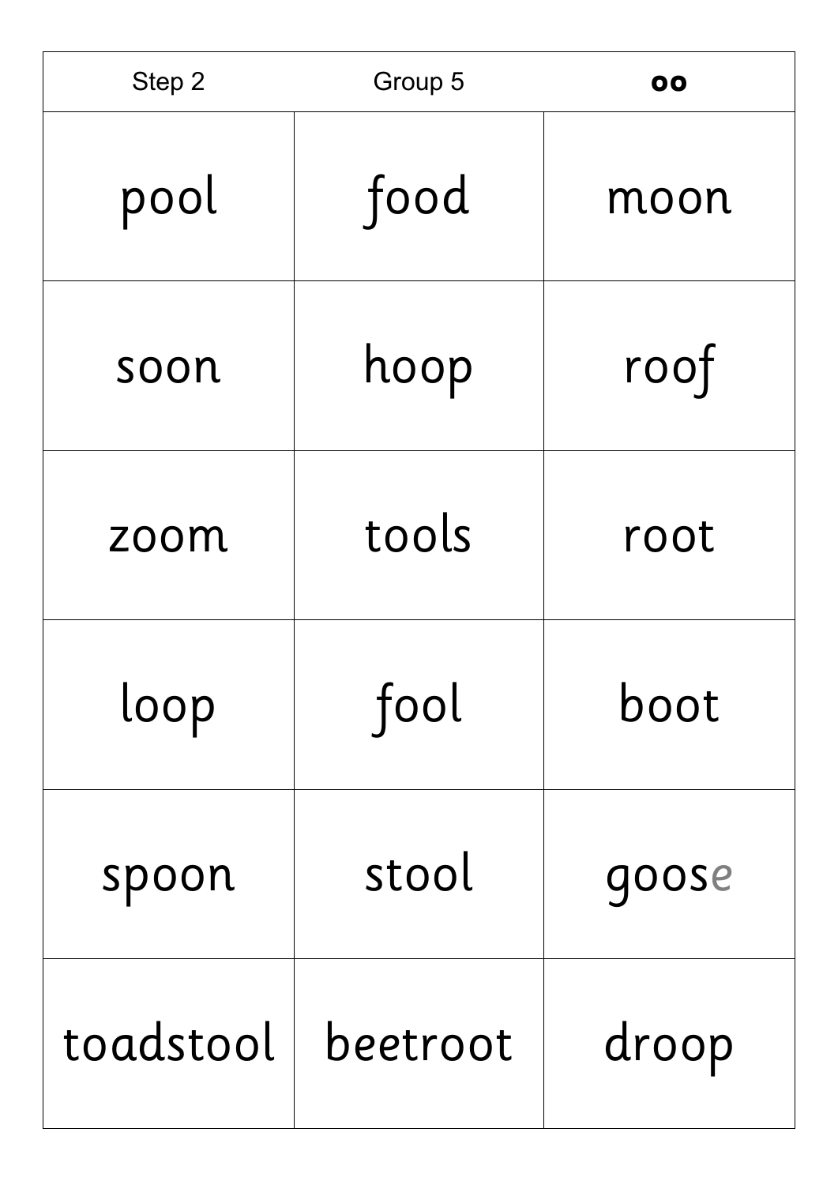| Step 2 | Group 5 | **oo** |
| --- | --- | --- |
| pool | food | moon |
| soon | hoop | roof |
| zoom | tools | root |
| loop | fool | boot |
| spoon | stool | goose |
| toadstool | beetroot | droop |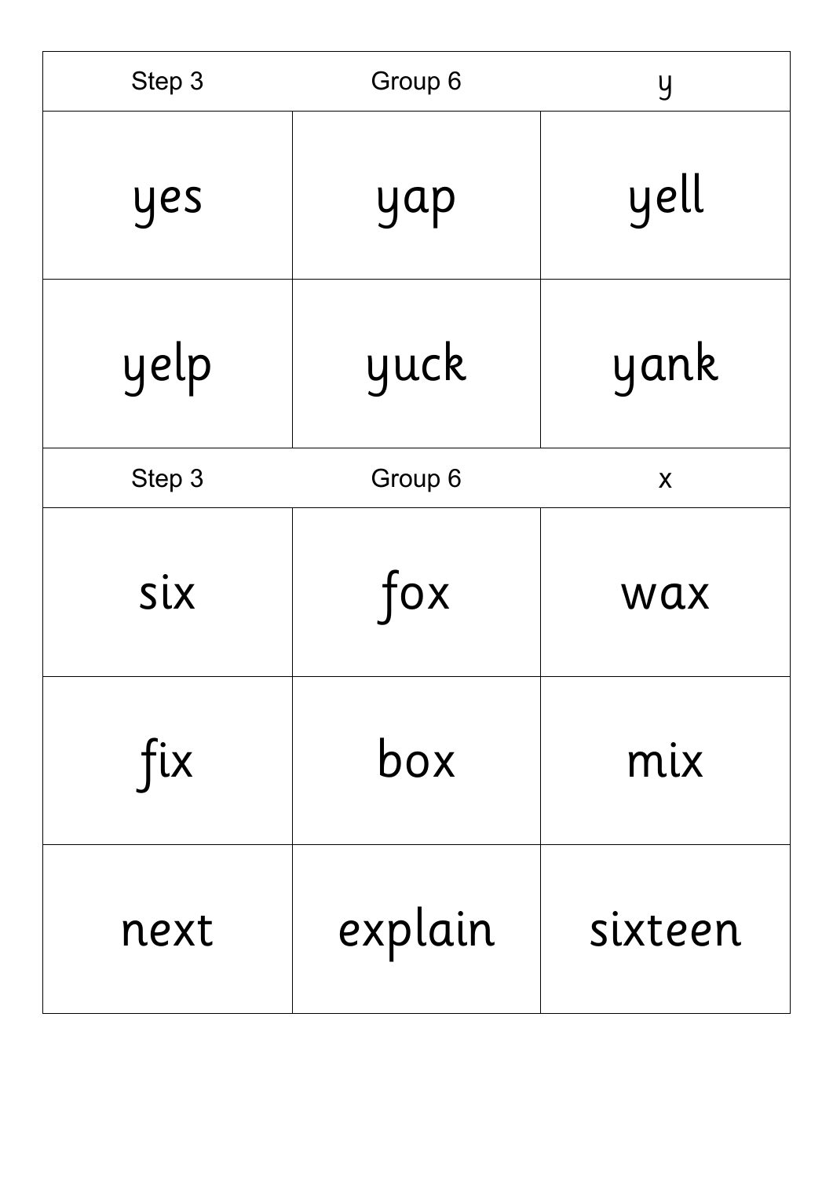| Step 3 | Group 6 | y |
| --- | --- | --- |
| yes | yap | yell |
| yelp | yuck | yank |

| Step 3 | Group 6 | x |
| --- | --- | --- |
| six | fox | wax |
| fix | box | mix |
| next | explain | sixteen |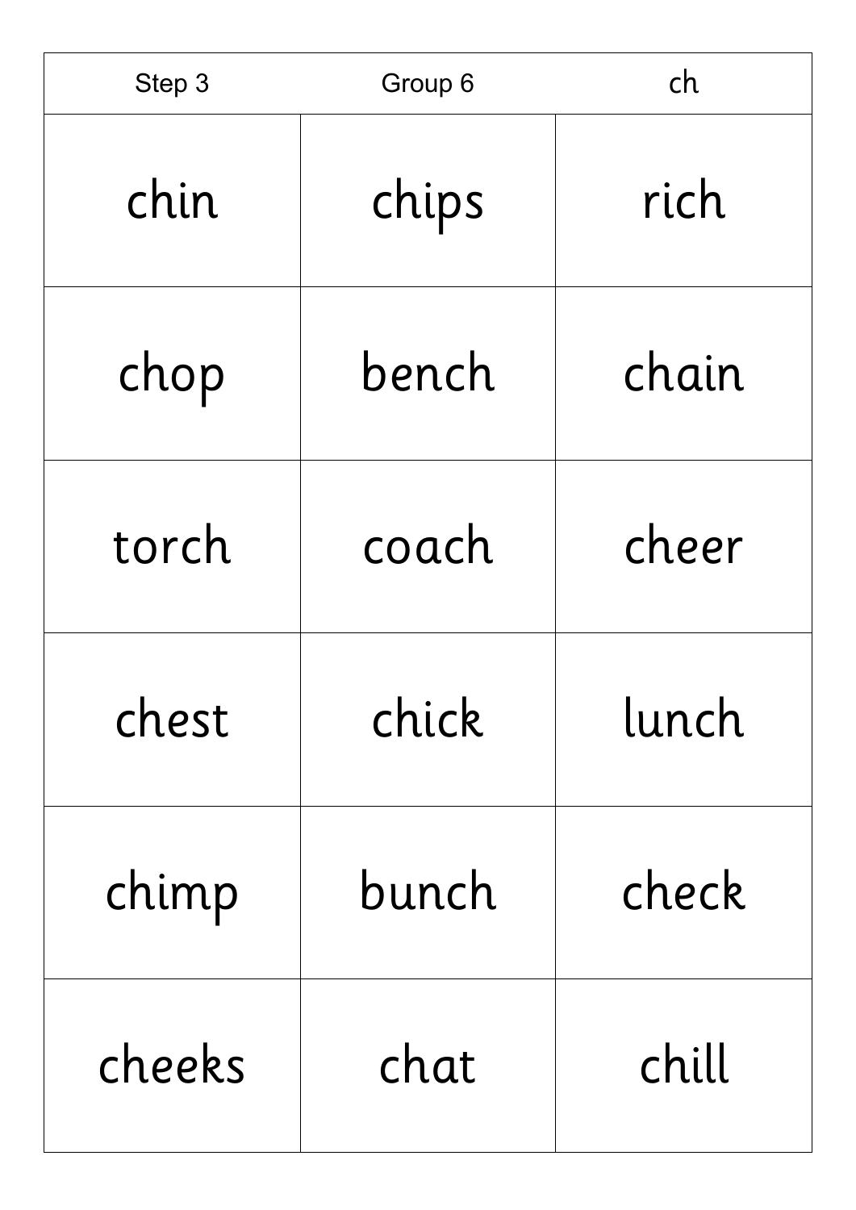| Step 3 | Group 6 | ch |
| --- | --- | --- |
| chin | chips | rich |
| chop | bench | chain |
| torch | coach | cheer |
| chest | chick | lunch |
| chimp | bunch | check |
| cheeks | chat | chill |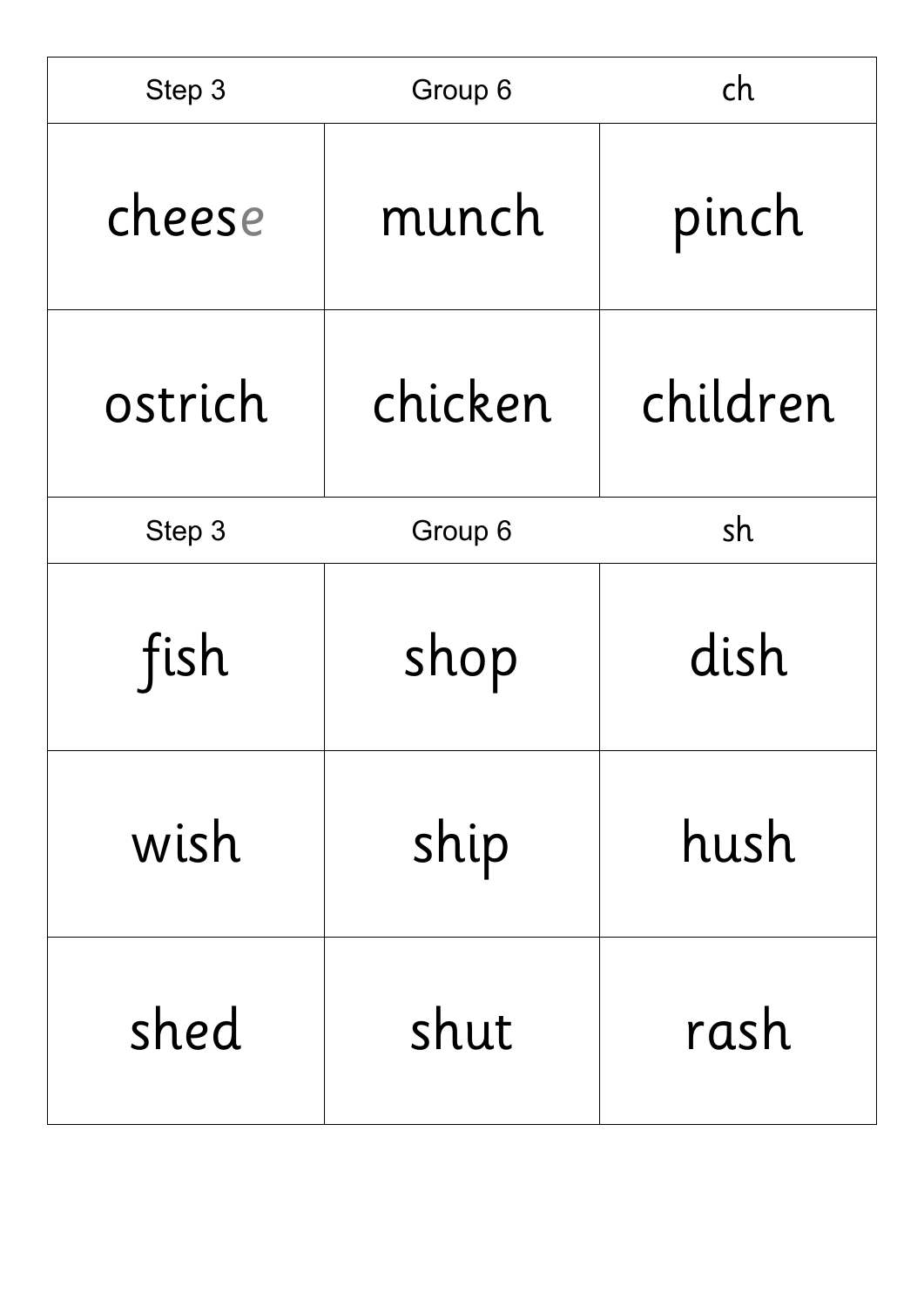| Step 3 | Group 6 | ch |
| --- | --- | --- |
| cheese | munch | pinch |
| ostrich | chicken | children |

| Step 3 | Group 6 | sh |
| --- | --- | --- |
| fish | shop | dish |
| wish | ship | hush |
| shed | shut | rash |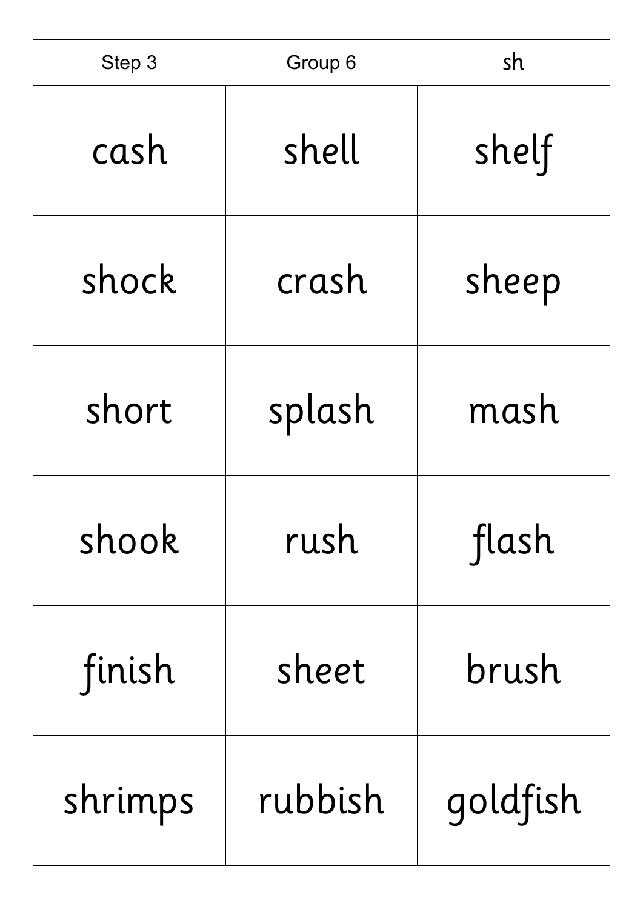| Step 3 | Group 6 | sh |
|---|---|---|
| cash | shell | shelf |
| shock | crash | sheep |
| short | splash | mash |
| shook | rush | flash |
| finish | sheet | brush |
| shrimps | rubbish | goldfish |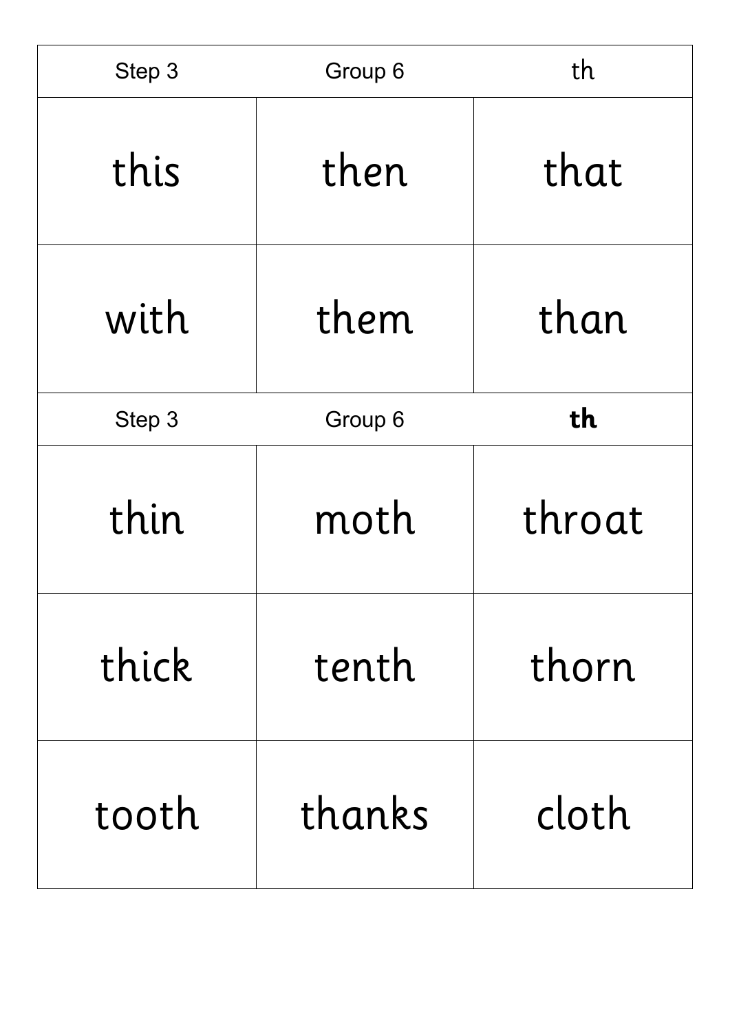| Step 3 | Group 6 | th |
|---|---|---|
| this | then | that |
| with | them | than |

| Step 3 | Group 6 | **th** |
|---|---|---|
| thin | moth | throat |
| thick | tenth | thorn |
| tooth | thanks | cloth |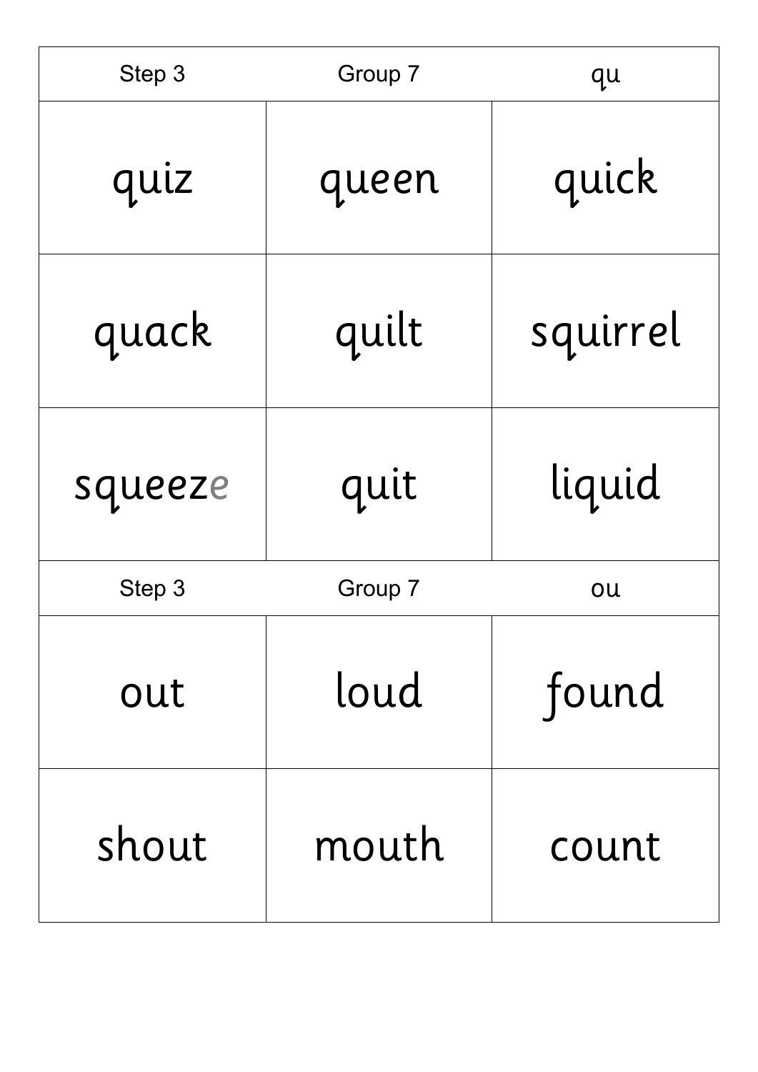| Step 3 | Group 7 | qu |
|---|---|---|
| quiz | queen | quick |
| quack | quilt | squirrel |
| squeeze | quit | liquid |

| Step 3 | Group 7 | ou |
|---|---|---|
| out | loud | found |
| shout | mouth | count |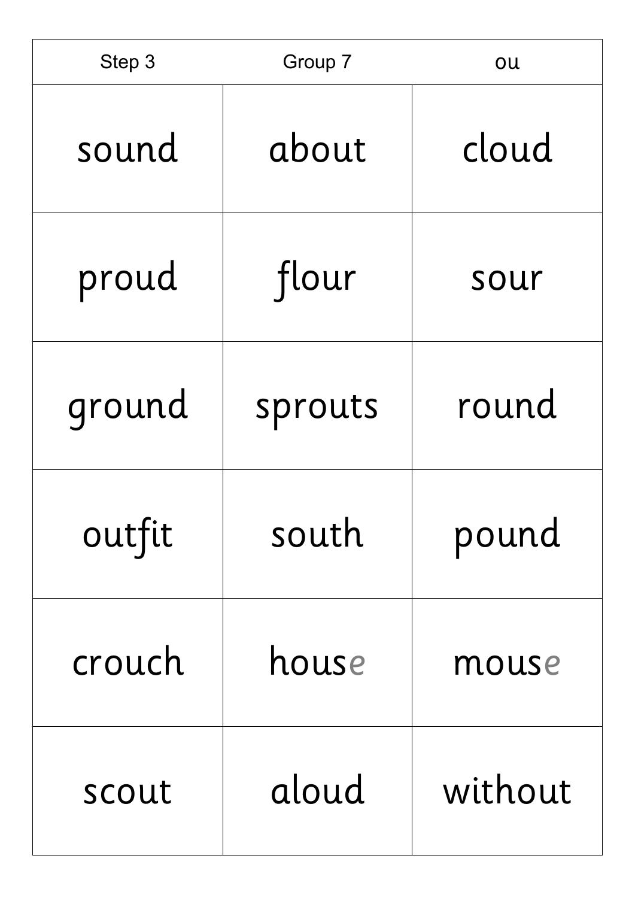| Step 3 | Group 7 | ou |
|---|---|---|
| sound | about | cloud |
| proud | flour | sour |
| ground | sprouts | round |
| outfit | south | pound |
| crouch | house | mouse |
| scout | aloud | without |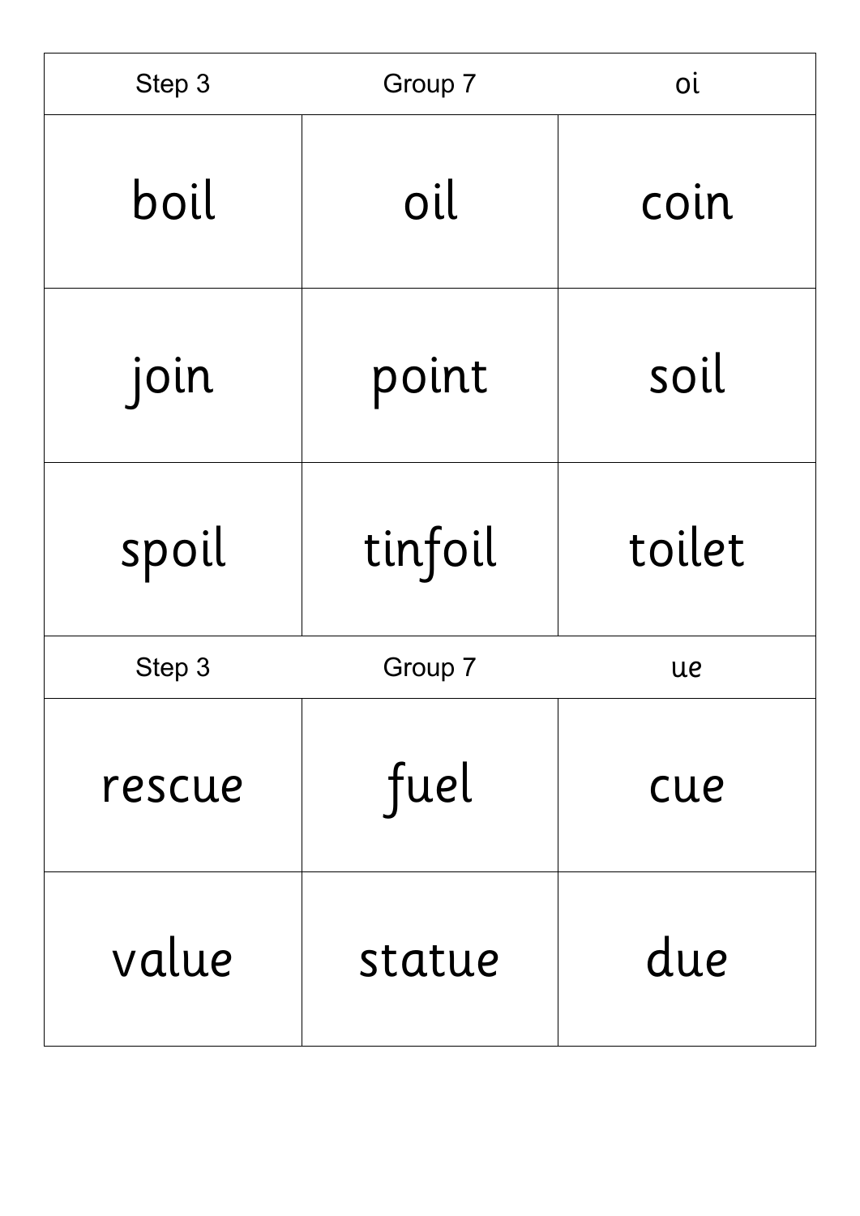| Step 3 | Group 7 | oi |
| --- | --- | --- |
| boil | oil | coin |
| join | point | soil |
| spoil | tinfoil | toilet |

| Step 3 | Group 7 | ue |
| --- | --- | --- |
| rescue | fuel | cue |
| value | statue | due |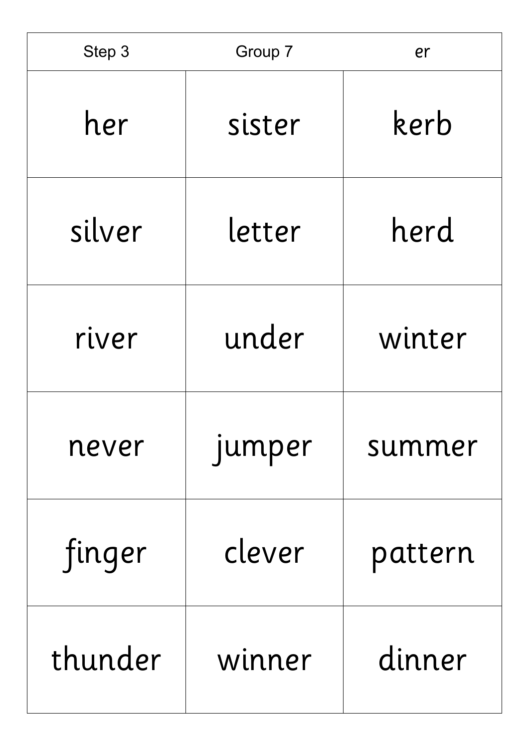| Step 3 | Group 7 | er |
|---|---|---|
| her | sister | kerb |
| silver | letter | herd |
| river | under | winter |
| never | jumper | summer |
| finger | clever | pattern |
| thunder | winner | dinner |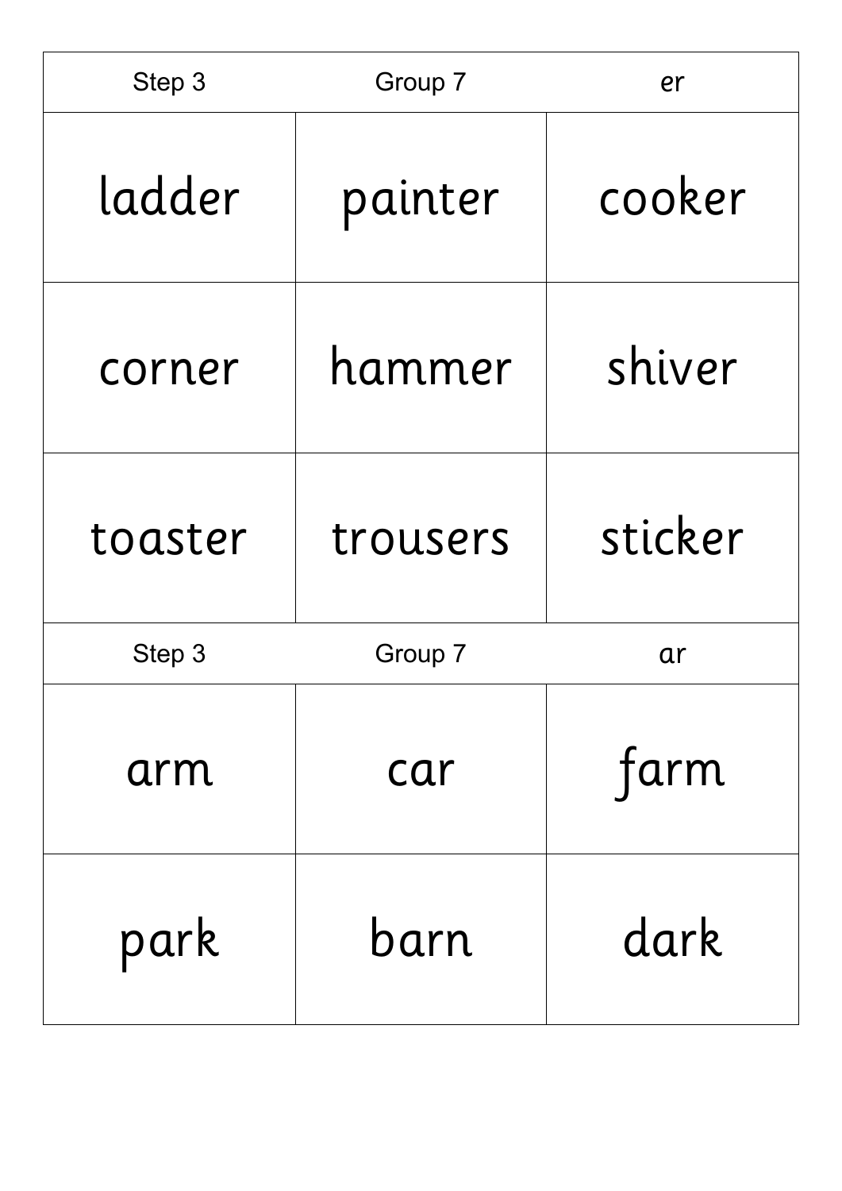| Step 3 | Group 7 | er |
| --- | --- | --- |
| ladder | painter | cooker |
| corner | hammer | shiver |
| toaster | trousers | sticker |

| Step 3 | Group 7 | ar |
| --- | --- | --- |
| arm | car | farm |
| park | barn | dark |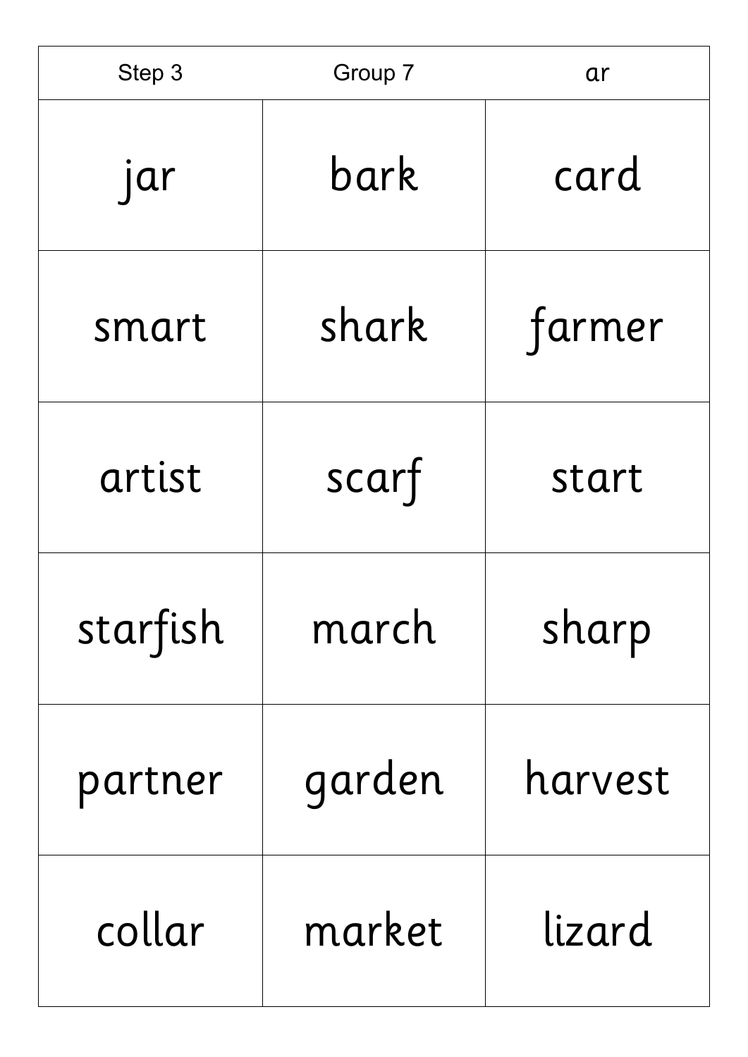| Step 3 | Group 7 | ar |
|---|---|---|
| jar | bark | card |
| smart | shark | farmer |
| artist | scarf | start |
| starfish | march | sharp |
| partner | garden | harvest |
| collar | market | lizard |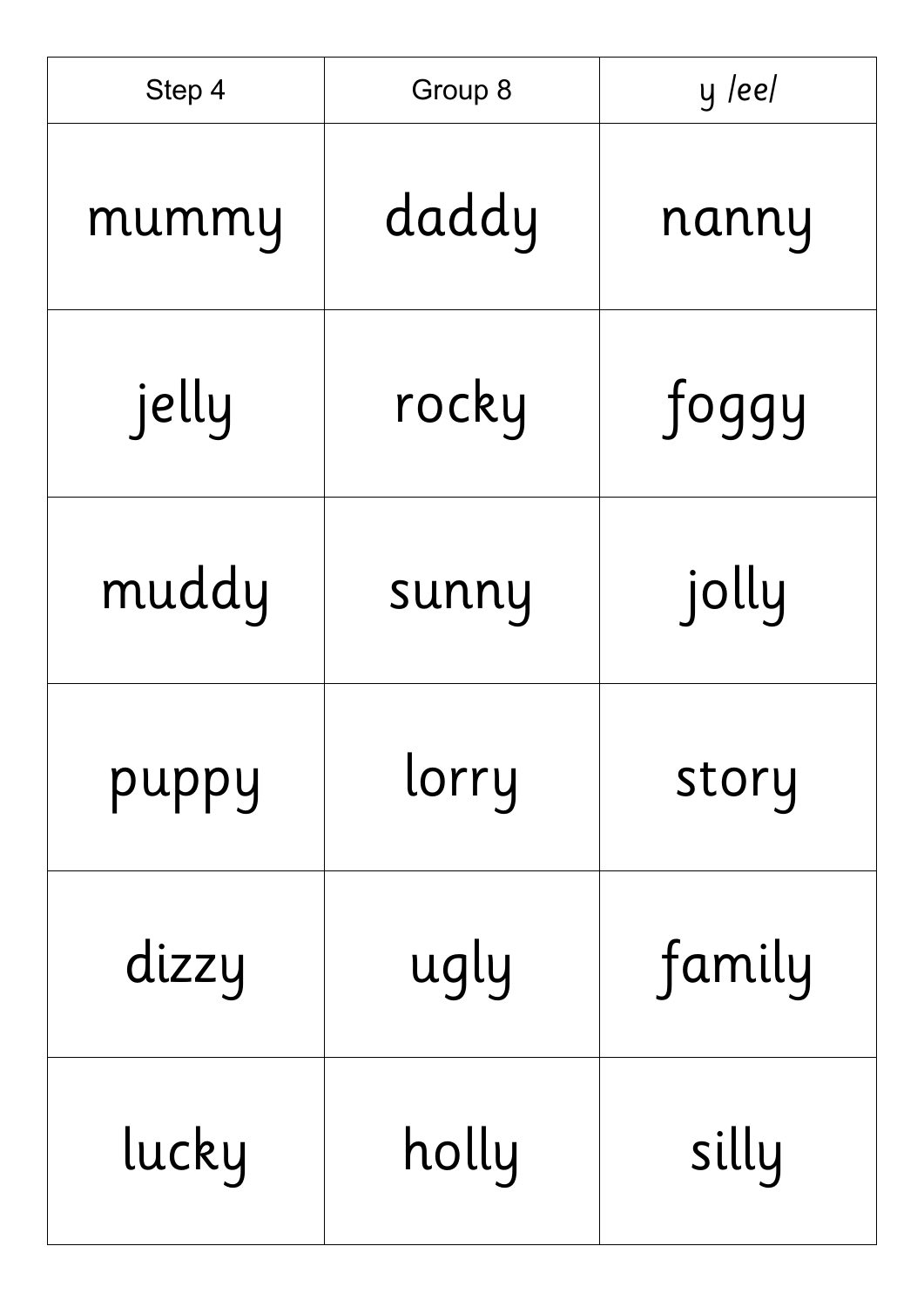| Step 4 | Group 8 | y /ee/ |
| --- | --- | --- |
| mummy | daddy | nanny |
| jelly | rocky | foggy |
| muddy | sunny | jolly |
| puppy | lorry | story |
| dizzy | ugly | family |
| lucky | holly | silly |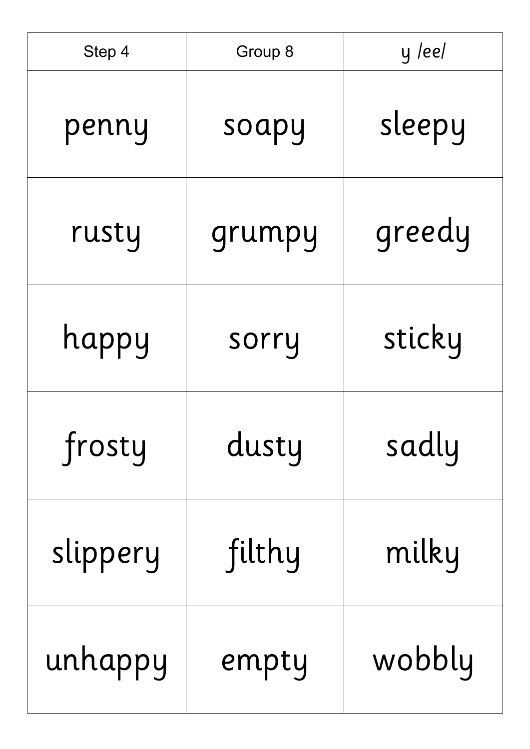| Step 4 | Group 8 | y /ee/ |
| --- | --- | --- |
| penny | soapy | sleepy |
| rusty | grumpy | greedy |
| happy | sorry | sticky |
| frosty | dusty | sadly |
| slippery | filthy | milky |
| unhappy | empty | wobbly |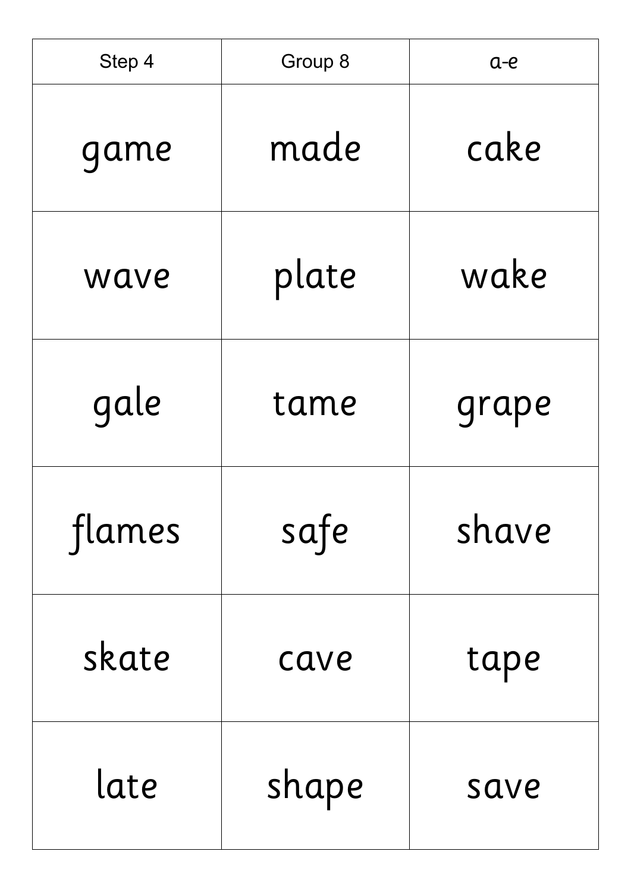| Step 4 | Group 8 | a-e |
|---|---|---|
| game | made | cake |
| wave | plate | wake |
| gale | tame | grape |
| flames | safe | shave |
| skate | cave | tape |
| late | shape | save |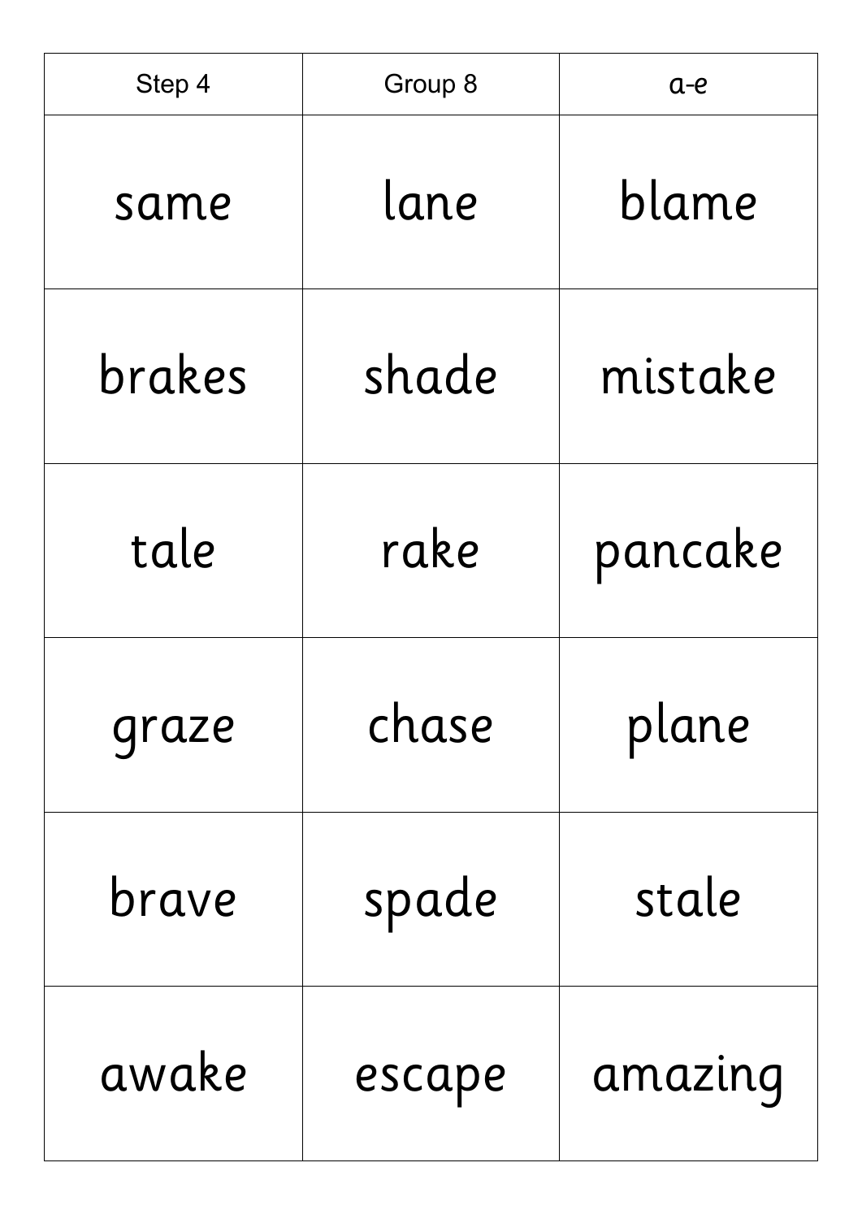| Step 4 | Group 8 | a-e |
| --- | --- | --- |
| same | lane | blame |
| brakes | shade | mistake |
| tale | rake | pancake |
| graze | chase | plane |
| brave | spade | stale |
| awake | escape | amazing |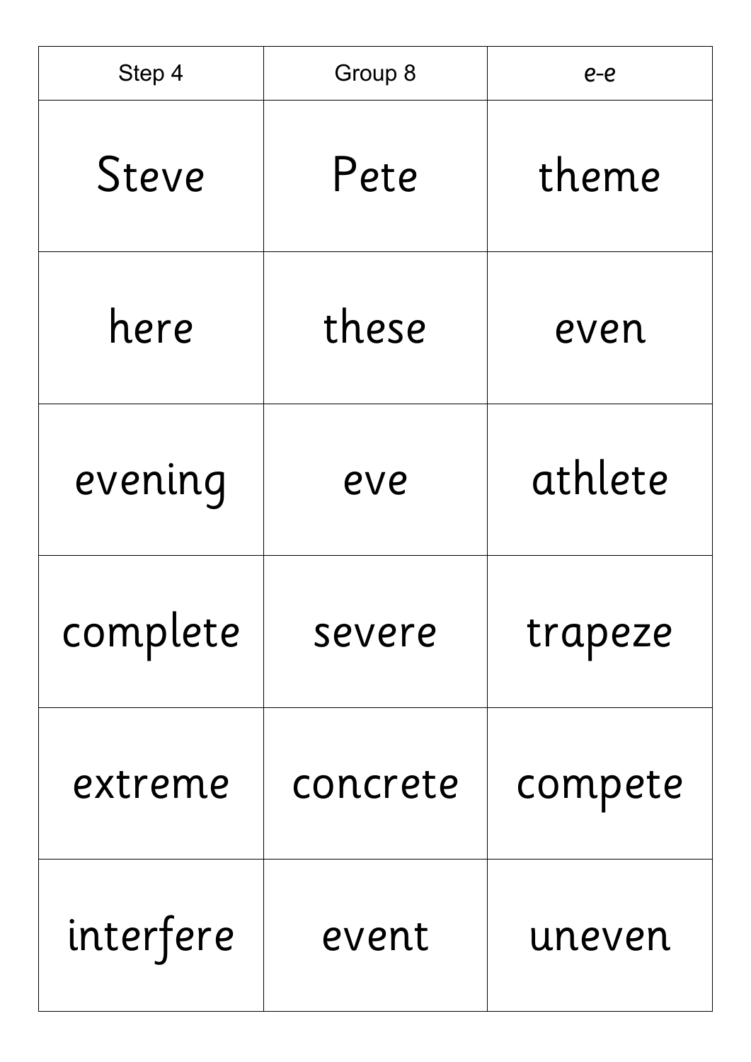| Step 4 | Group 8 | *e-e* |
|---|---|---|
| Steve | Pete | theme |
| here | these | even |
| evening | eve | athlete |
| complete | severe | trapeze |
| extreme | concrete | compete |
| interfere | event | uneven |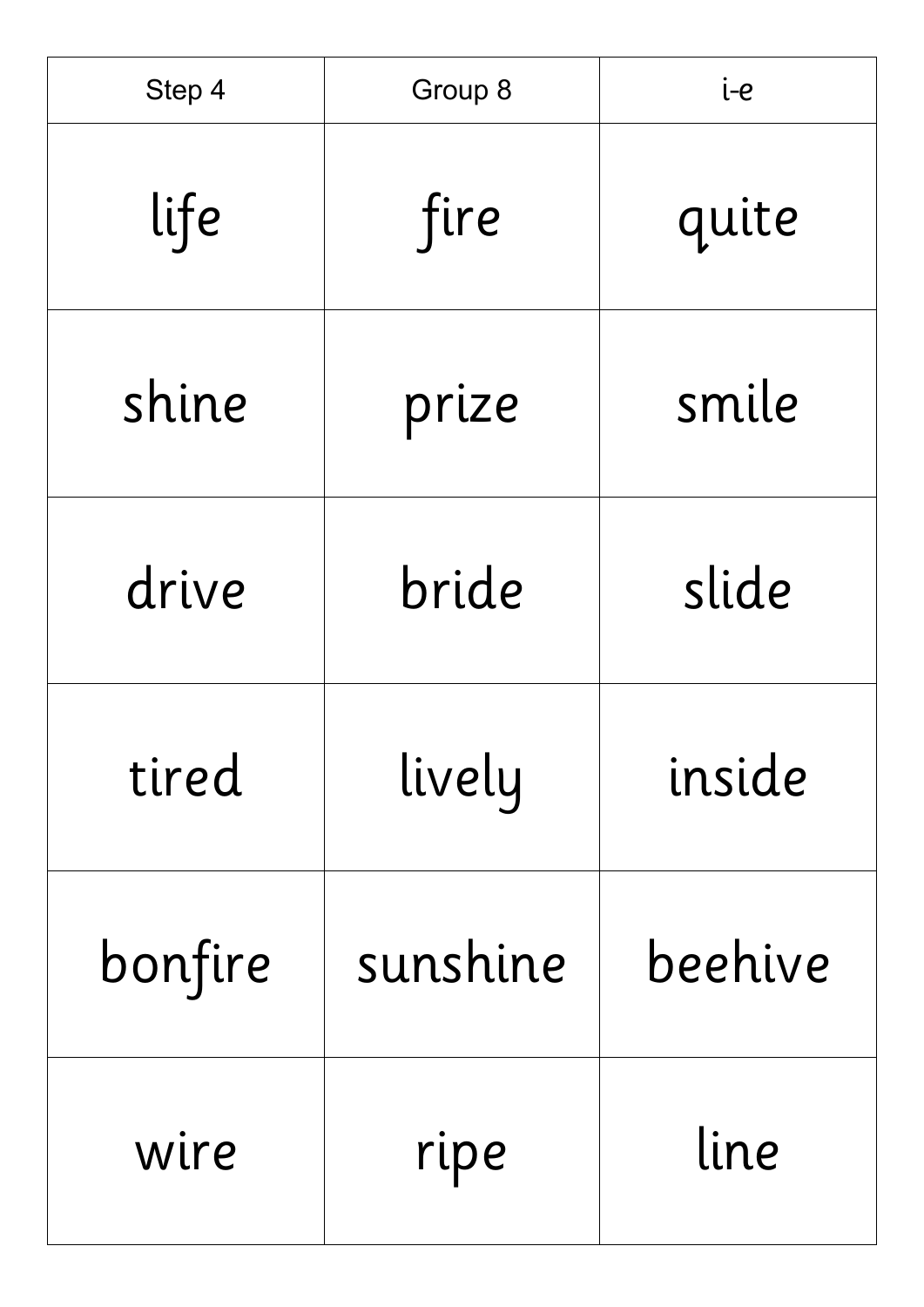| Step 4 | Group 8 | i-e |
|---|---|---|
| life | fire | quite |
| shine | prize | smile |
| drive | bride | slide |
| tired | lively | inside |
| bonfire | sunshine | beehive |
| wire | ripe | line |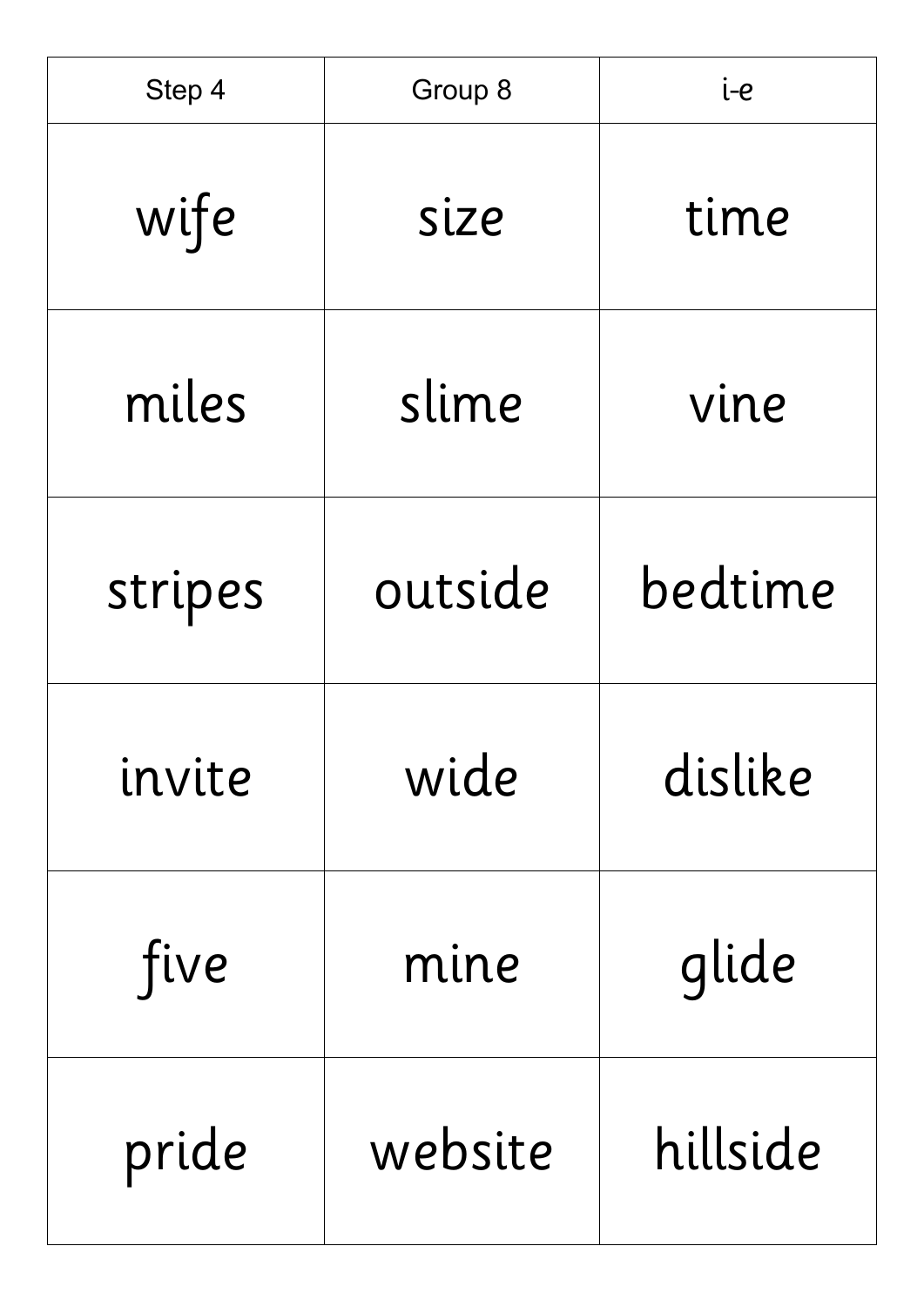| Step 4 | Group 8 | i-*e* |
|---|---|---|
| wife | size | time |
| miles | slime | vine |
| stripes | outside | bedtime |
| invite | wide | dislike |
| five | mine | glide |
| pride | website | hillside |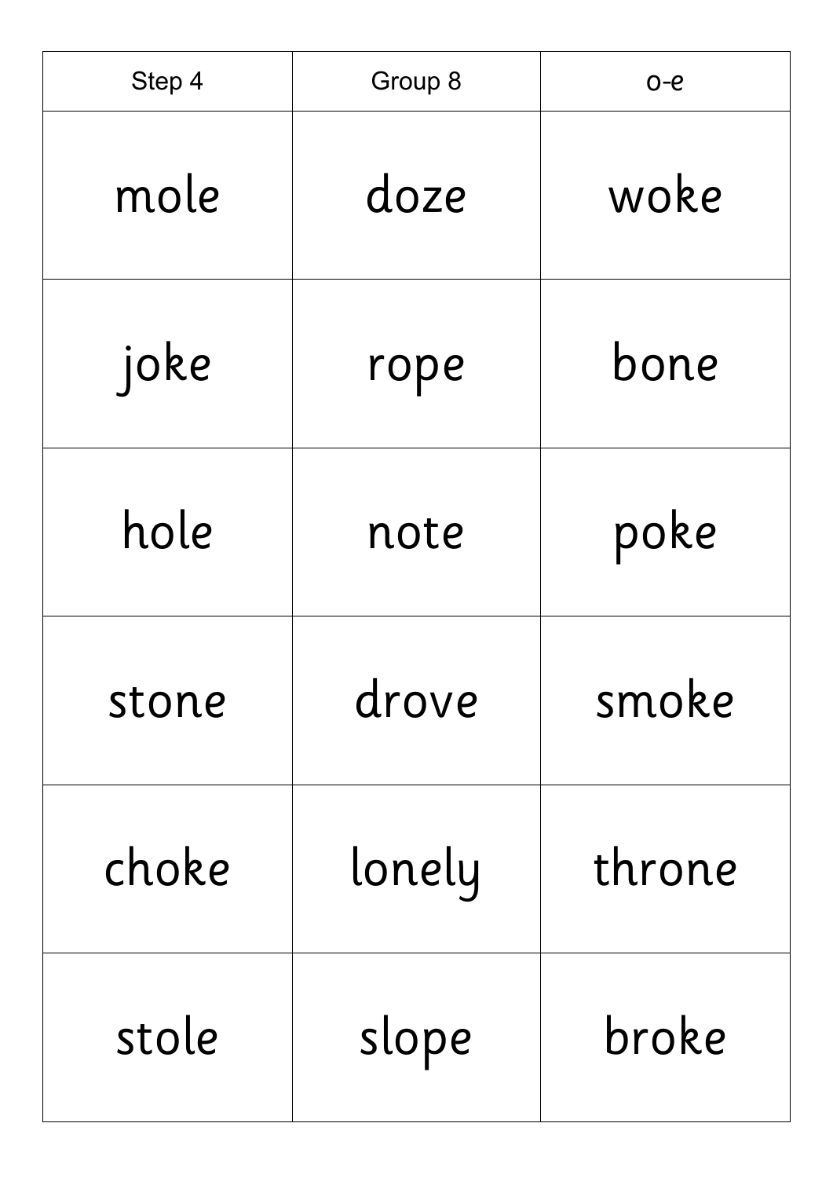| Step 4 | Group 8 | o-e |
| --- | --- | --- |
| mole | doze | woke |
| joke | rope | bone |
| hole | note | poke |
| stone | drove | smoke |
| choke | lonely | throne |
| stole | slope | broke |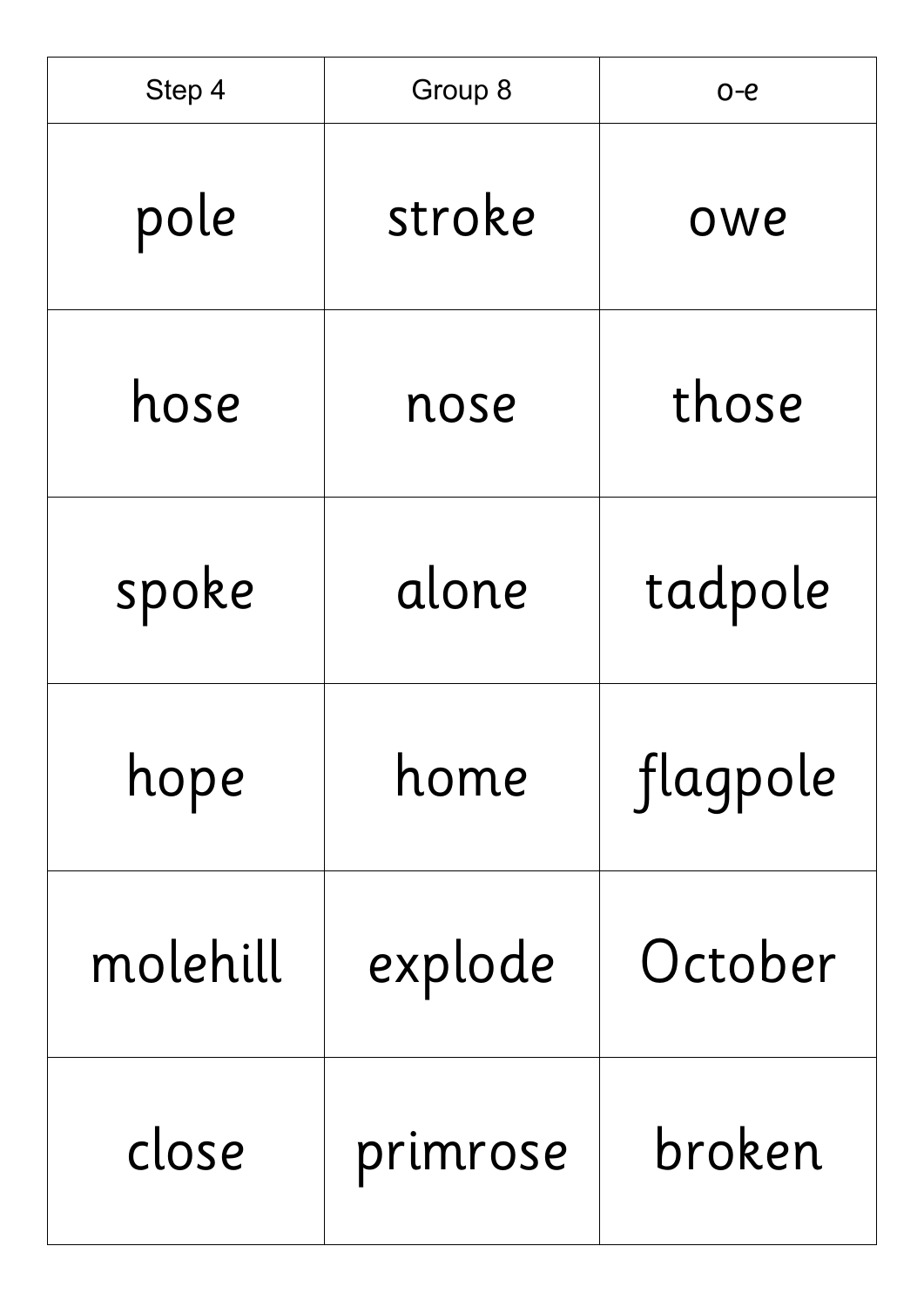| Step 4 | Group 8 | o-e |
| --- | --- | --- |
| pole | stroke | owe |
| hose | nose | those |
| spoke | alone | tadpole |
| hope | home | flagpole |
| molehill | explode | October |
| close | primrose | broken |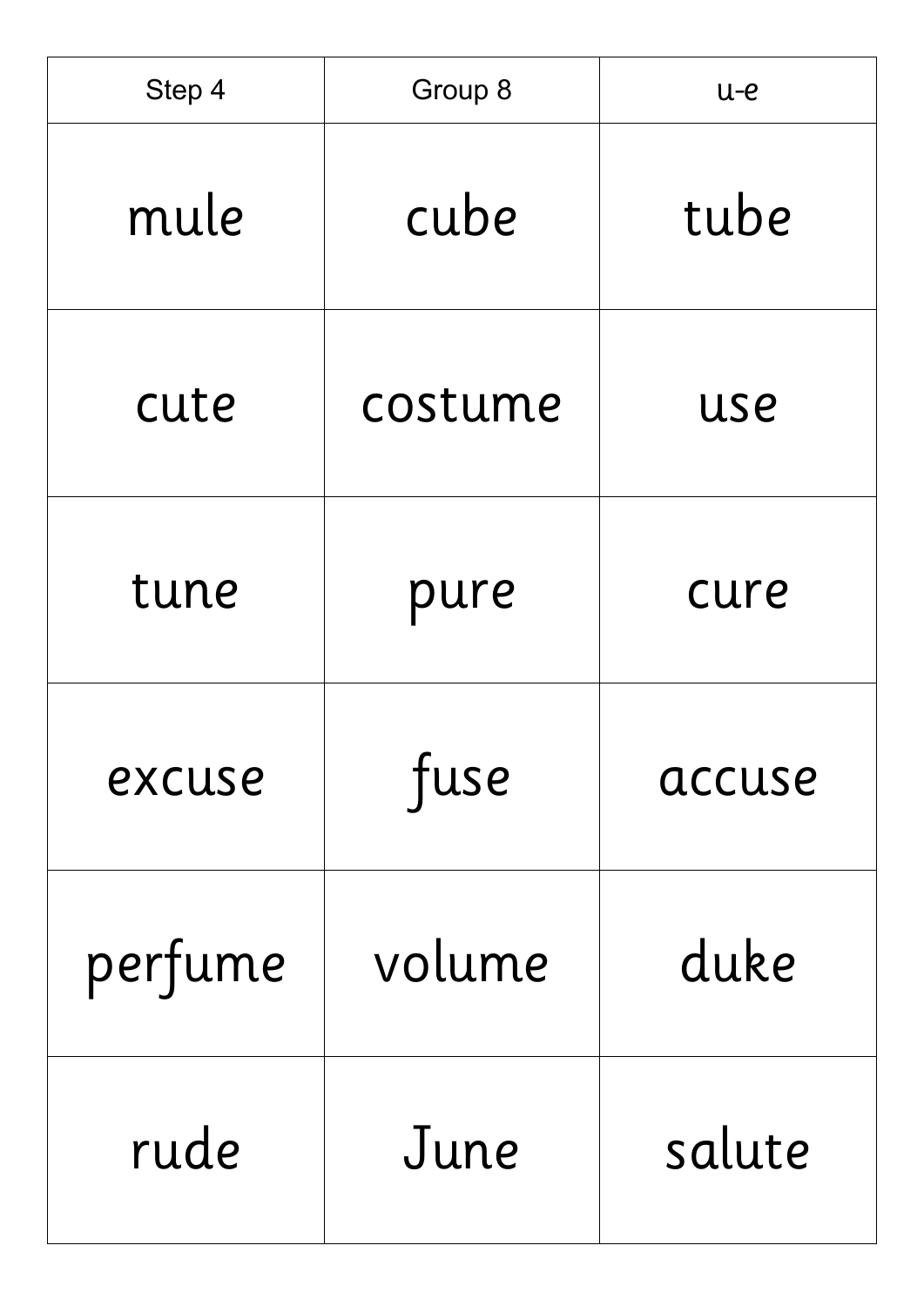| Step 4 | Group 8 | u-e |
| --- | --- | --- |
| mule | cube | tube |
| cute | costume | use |
| tune | pure | cure |
| excuse | fuse | accuse |
| perfume | volume | duke |
| rude | June | salute |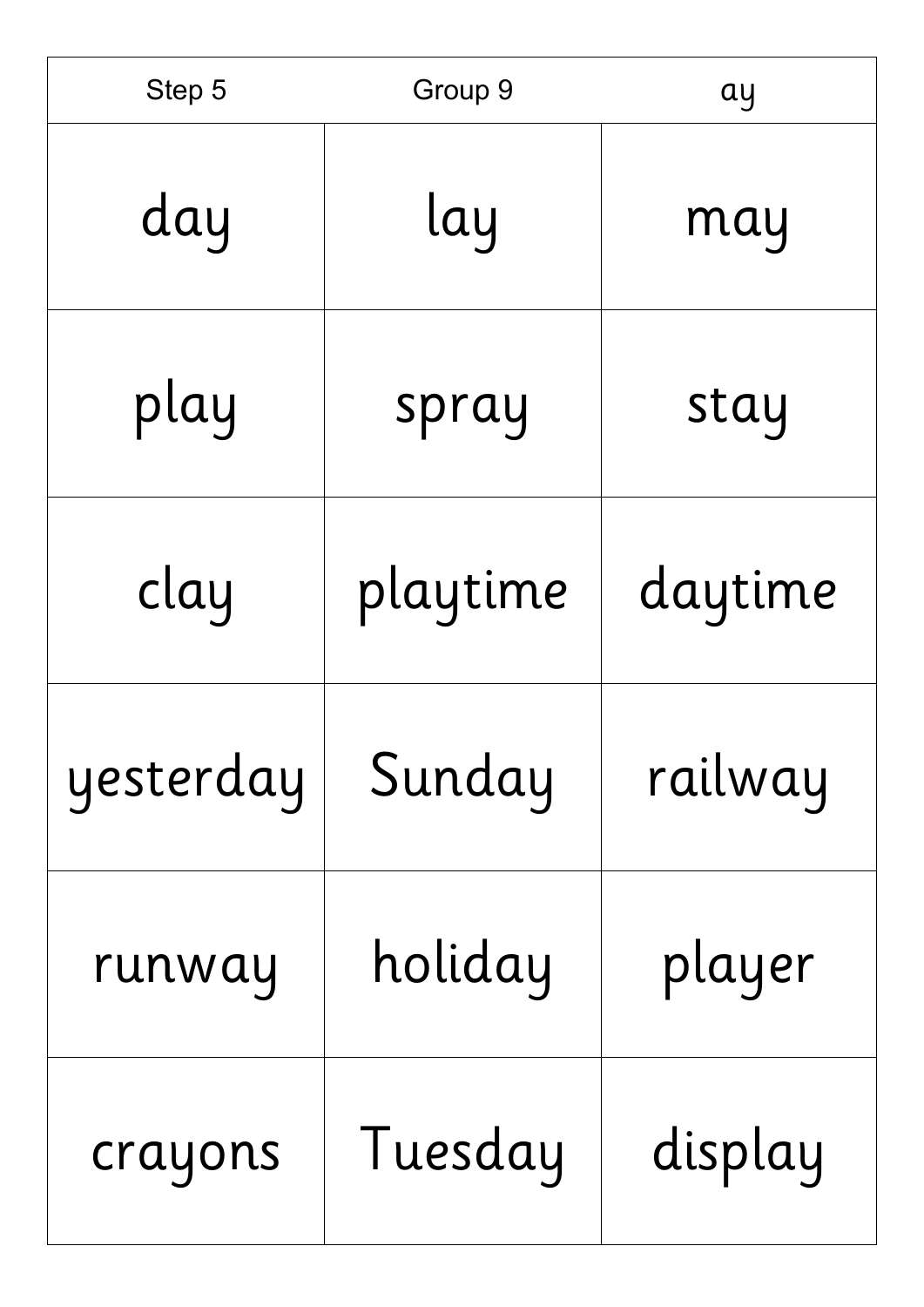| Step 5 | Group 9 | ay |
|---|---|---|
| day | lay | may |
| play | spray | stay |
| clay | playtime | daytime |
| yesterday | Sunday | railway |
| runway | holiday | player |
| crayons | Tuesday | display |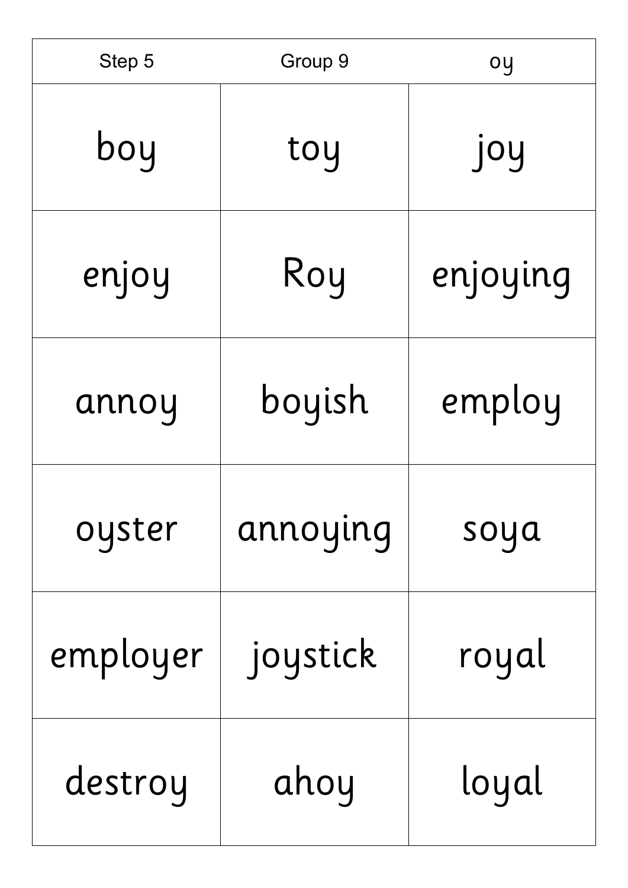| Step 5 | Group 9 | oy |
|---|---|---|
| boy | toy | joy |
| enjoy | Roy | enjoying |
| annoy | boyish | employ |
| oyster | annoying | soya |
| employer | joystick | royal |
| destroy | ahoy | loyal |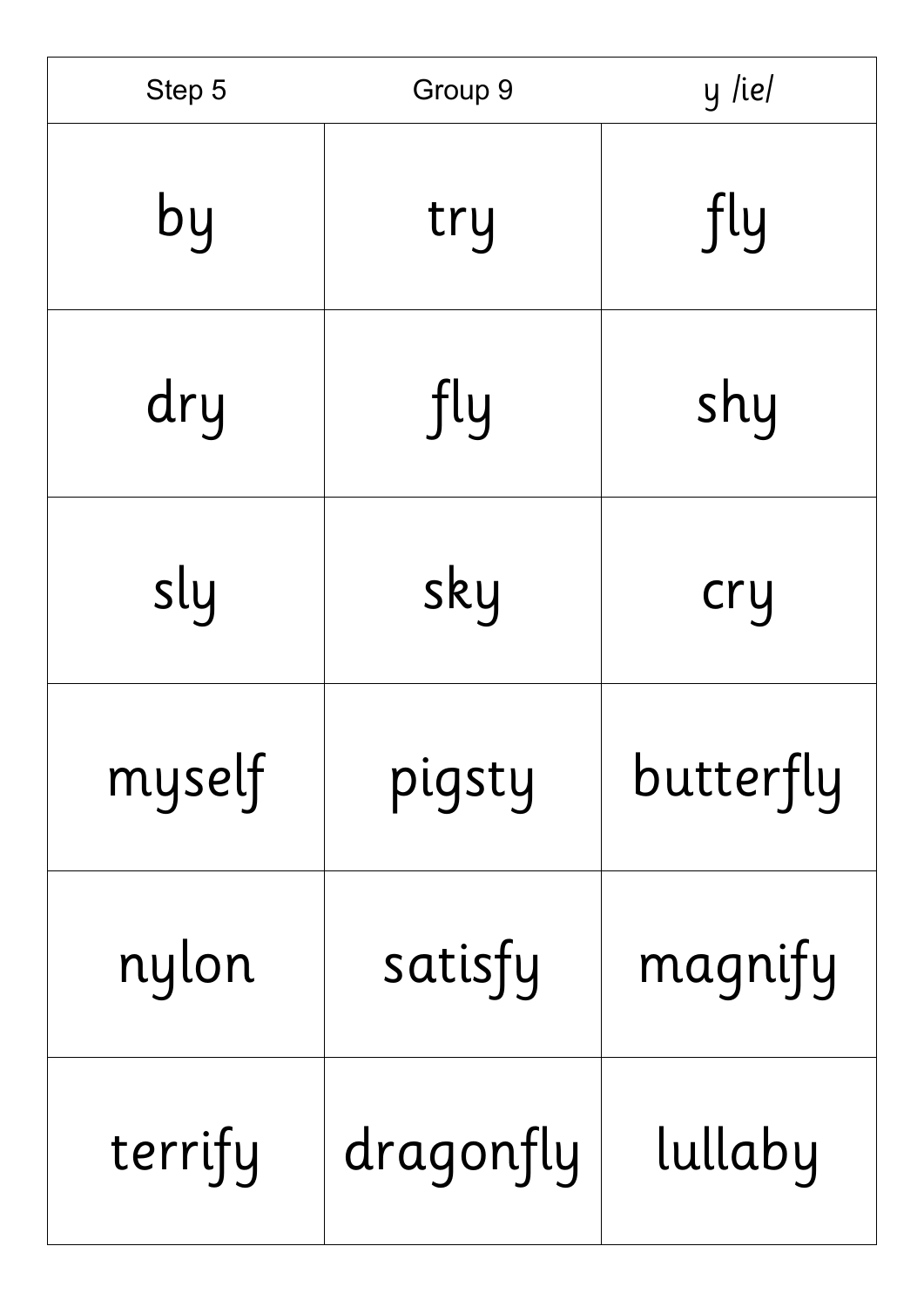| Step 5 | Group 9 | y /ie/ |
| --- | --- | --- |
| by | try | fly |
| dry | fly | shy |
| sly | sky | cry |
| myself | pigsty | butterfly |
| nylon | satisfy | magnify |
| terrify | dragonfly | lullaby |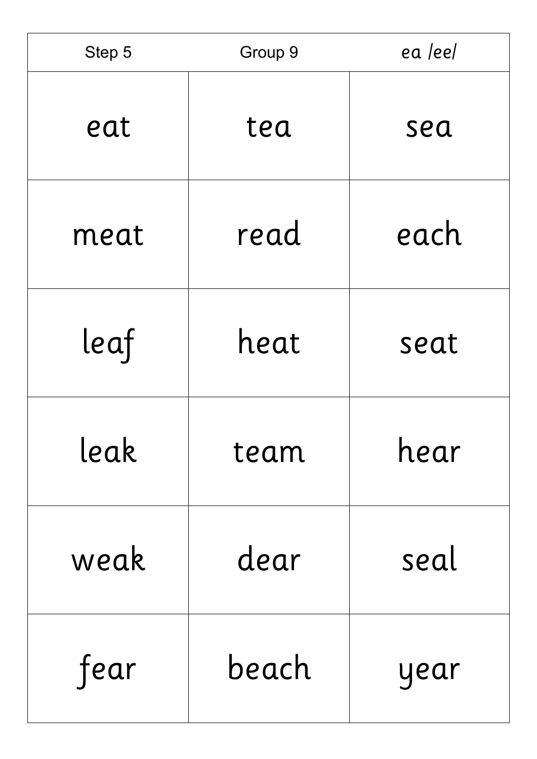| Step 5 | Group 9 | *ea /ee/* |
|---|---|---|
| eat | tea | sea |
| meat | read | each |
| leaf | heat | seat |
| leak | team | hear |
| weak | dear | seal |
| fear | beach | year |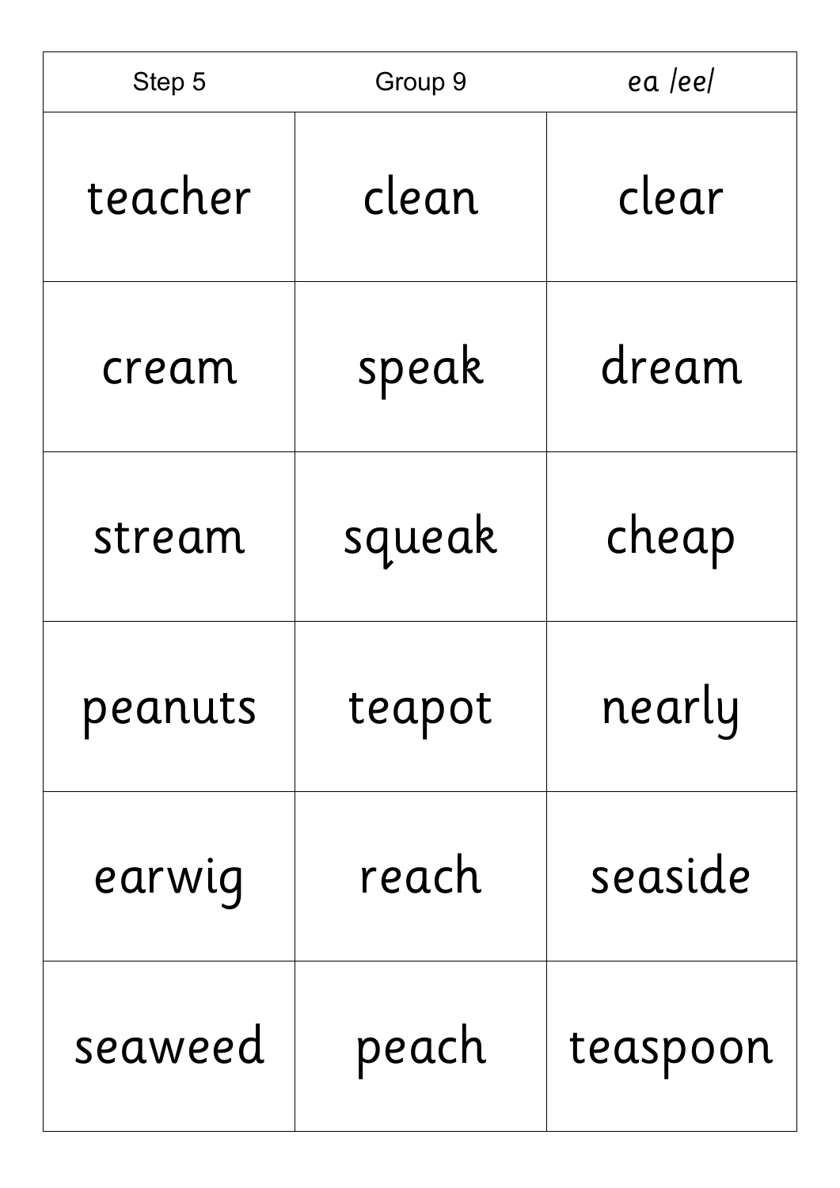| Step 5 | Group 9 | *ea /ee/* |
| --- | --- | --- |
| teacher | clean | clear |
| cream | speak | dream |
| stream | squeak | cheap |
| peanuts | teapot | nearly |
| earwig | reach | seaside |
| seaweed | peach | teaspoon |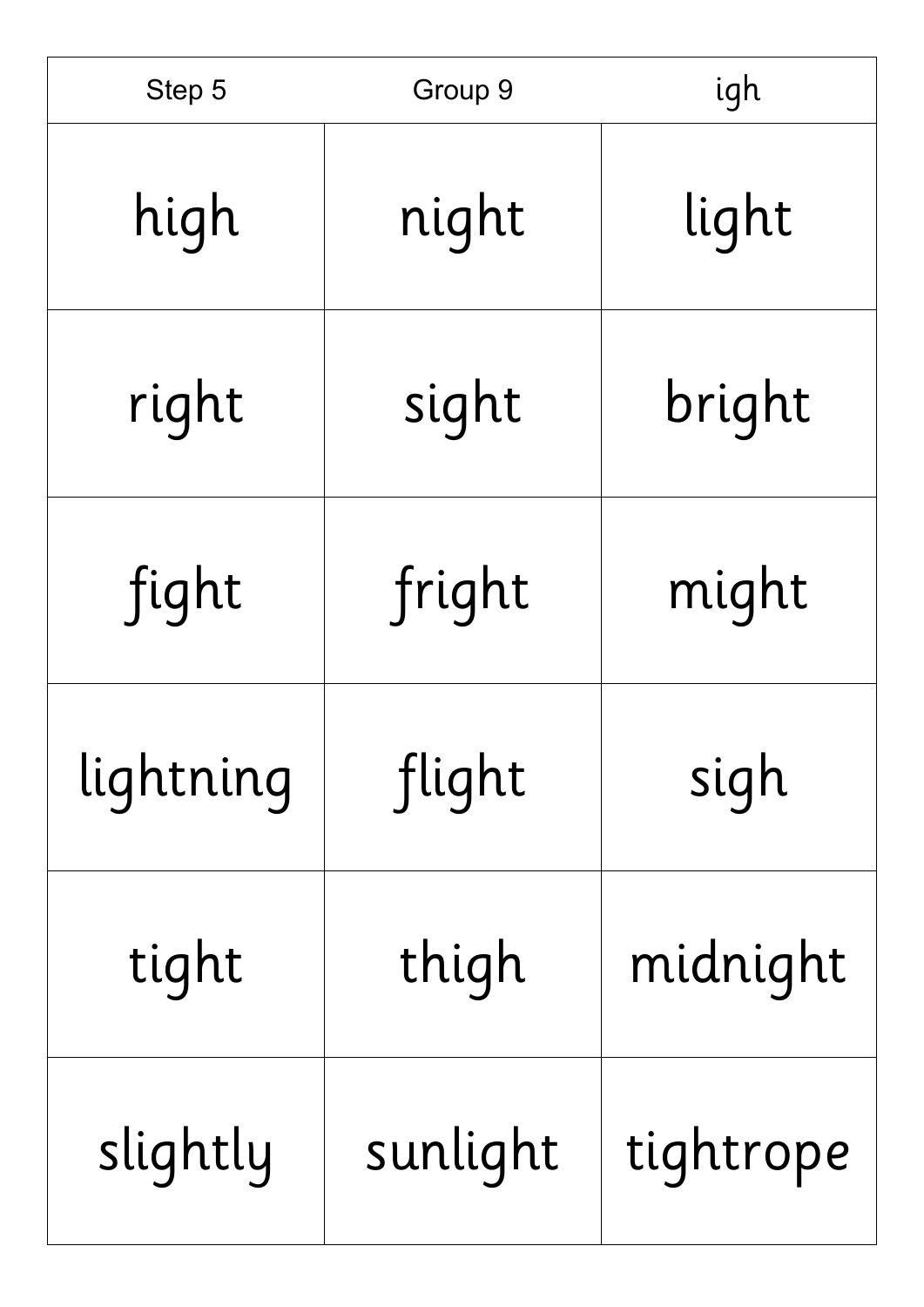| Step 5 | Group 9 | igh |
| --- | --- | --- |
| high | night | light |
| right | sight | bright |
| fight | fright | might |
| lightning | flight | sigh |
| tight | thigh | midnight |
| slightly | sunlight | tightrope |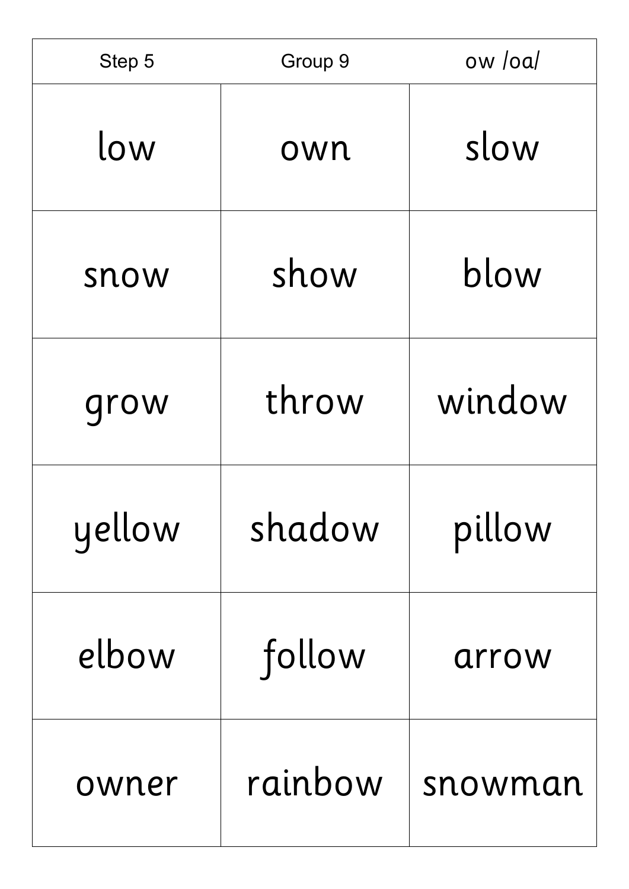| Step 5 | Group 9 | ow /oa/ |
| --- | --- | --- |
| low | own | slow |
| snow | show | blow |
| grow | throw | window |
| yellow | shadow | pillow |
| elbow | follow | arrow |
| owner | rainbow | snowman |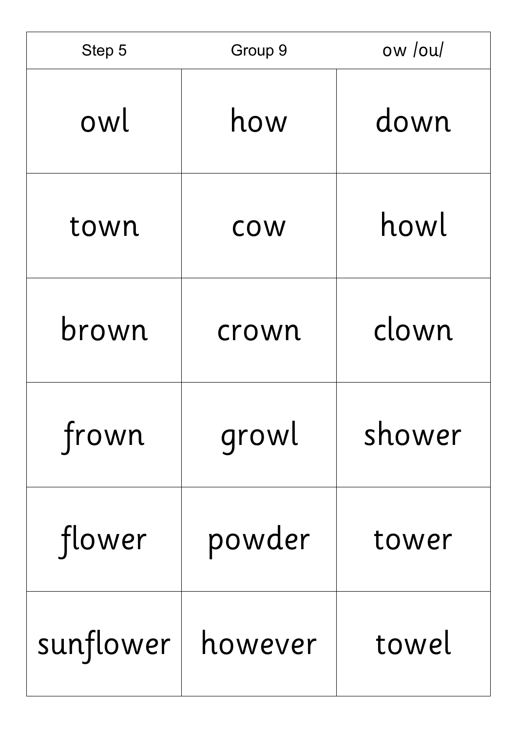| Step 5 | Group 9 | ow /ou/ |
|---|---|---|
| owl | how | down |
| town | cow | howl |
| brown | crown | clown |
| frown | growl | shower |
| flower | powder | tower |
| sunflower | however | towel |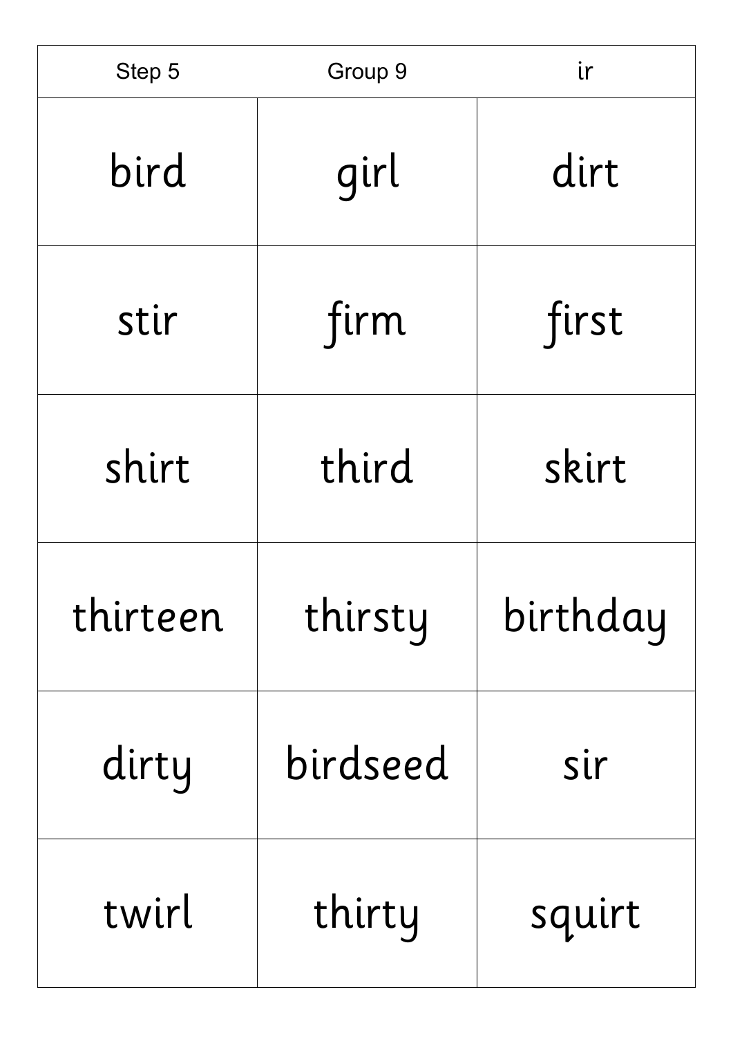| Step 5 | Group 9 | ir |
| --- | --- | --- |
| bird | girl | dirt |
| stir | firm | first |
| shirt | third | skirt |
| thirteen | thirsty | birthday |
| dirty | birdseed | sir |
| twirl | thirty | squirt |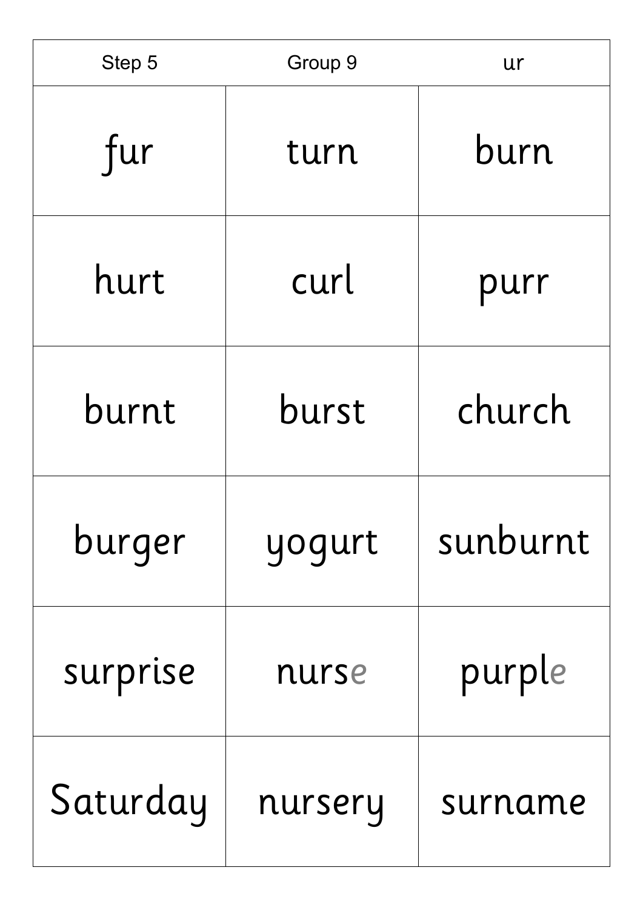| Step 5 | Group 9 | ur |
| --- | --- | --- |
| fur | turn | burn |
| hurt | curl | purr |
| burnt | burst | church |
| burger | yogurt | sunburnt |
| surprise | nurse | purple |
| Saturday | nursery | surname |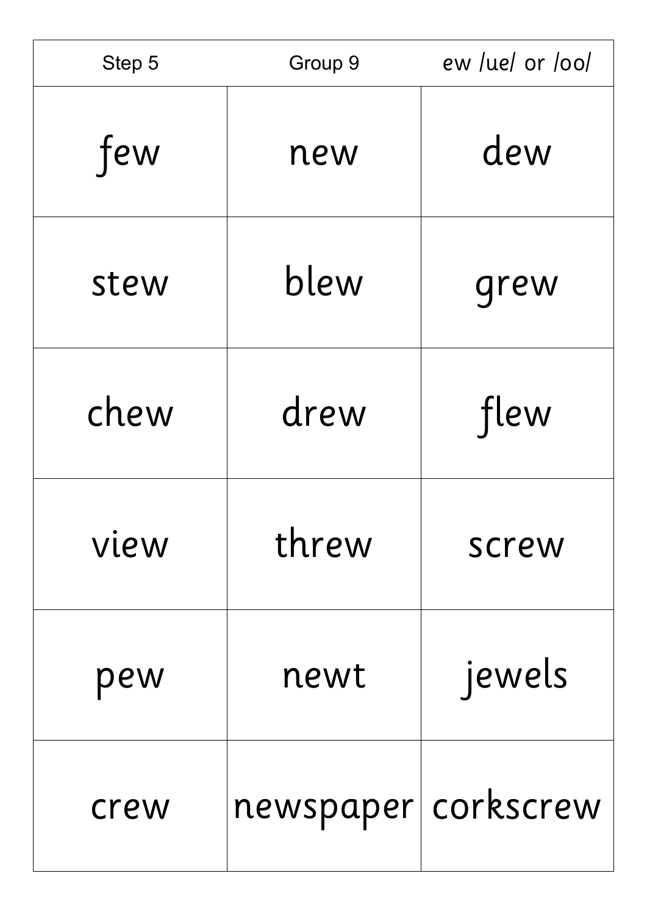| Step 5 | Group 9 | ew /ue/ or /oo/ |
| --- | --- | --- |
| few | new | dew |
| stew | blew | grew |
| chew | drew | flew |
| view | threw | screw |
| pew | newt | jewels |
| crew | newspaper | corkscrew |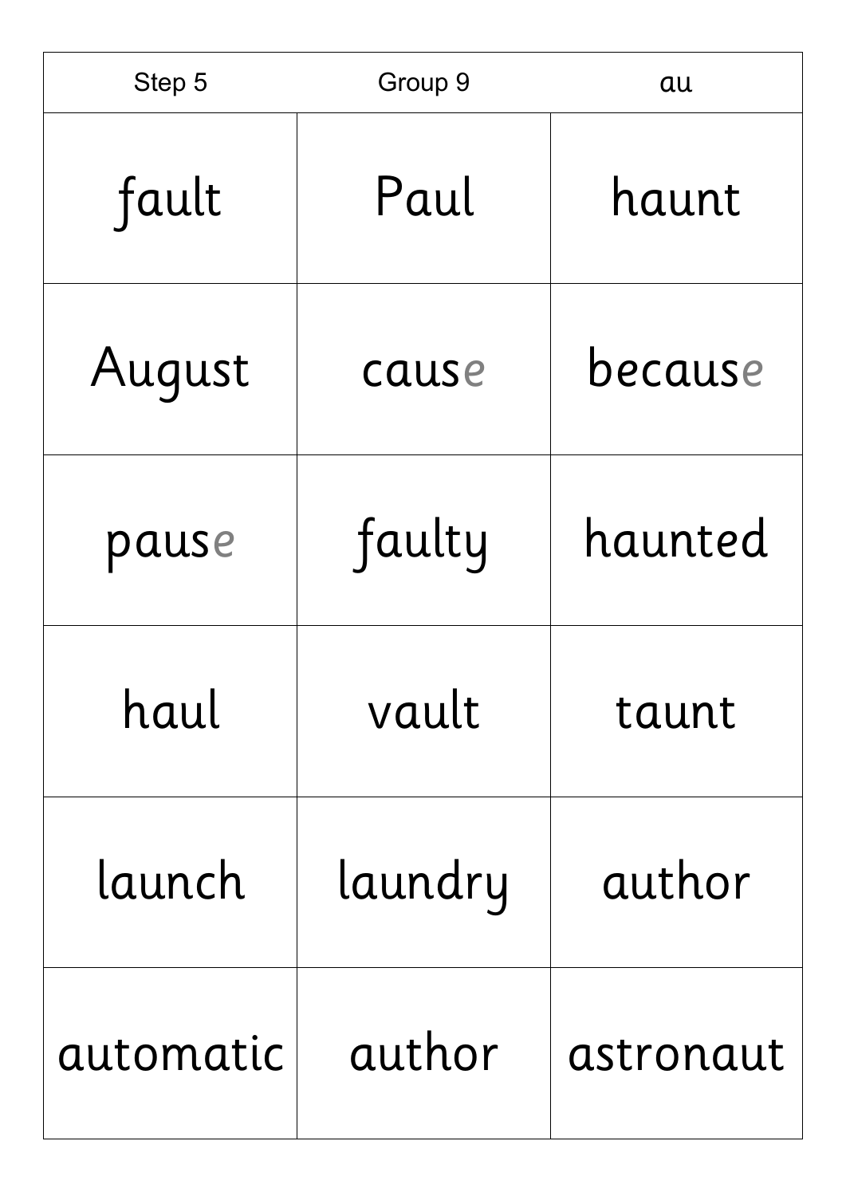| Step 5 | Group 9 | au |
| --- | --- | --- |
| fault | Paul | haunt |
| August | cause | because |
| pause | faulty | haunted |
| haul | vault | taunt |
| launch | laundry | author |
| automatic | author | astronaut |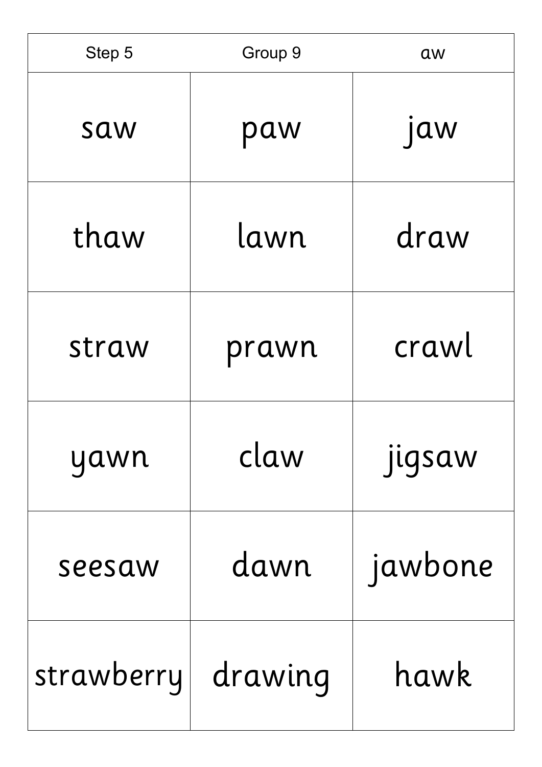| Step 5 | Group 9 | aw |
| --- | --- | --- |
| saw | paw | jaw |
| thaw | lawn | draw |
| straw | prawn | crawl |
| yawn | claw | jigsaw |
| seesaw | dawn | jawbone |
| strawberry | drawing | hawk |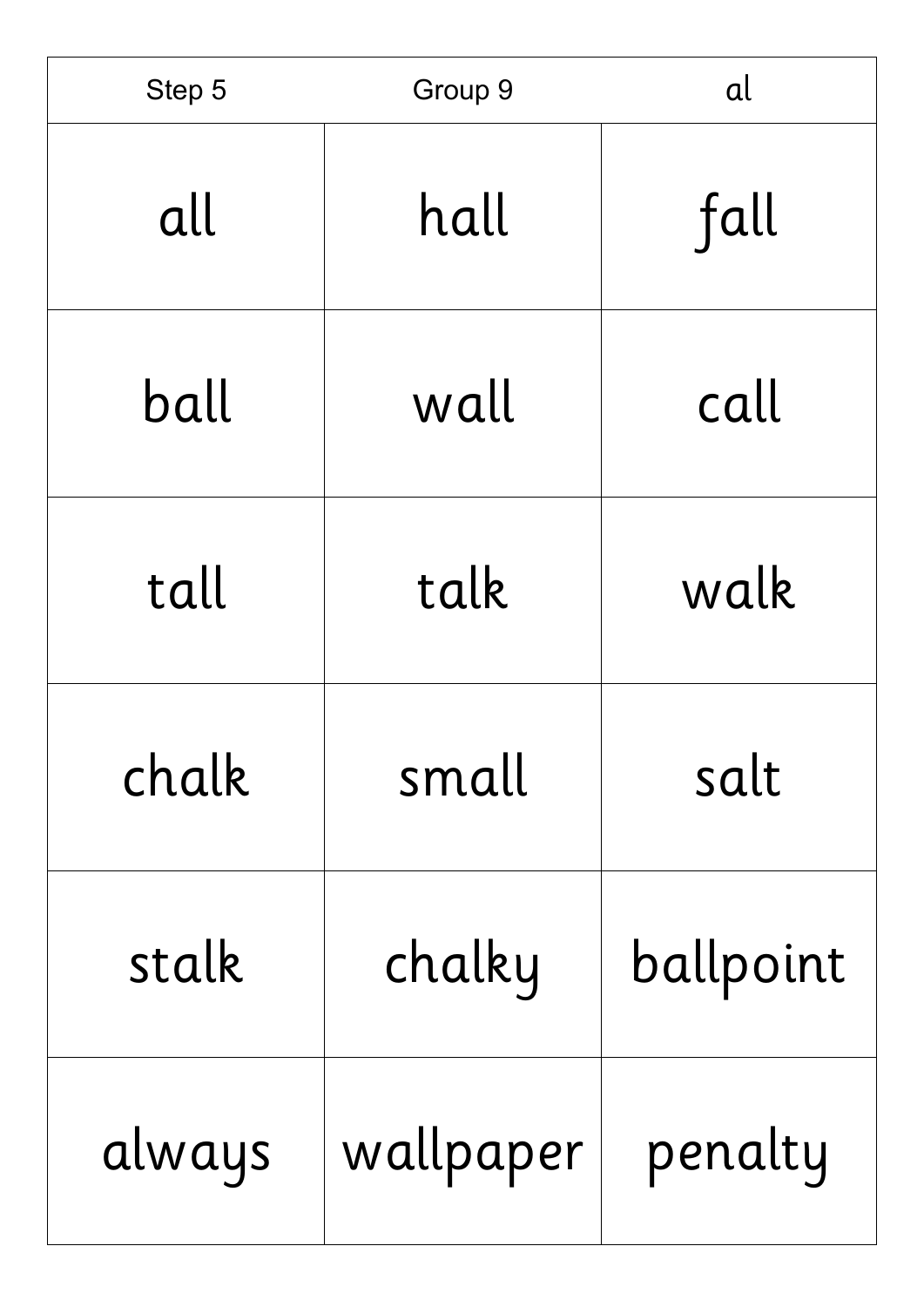| Step 5 | Group 9 | al |
|---|---|---|
| all | hall | fall |
| ball | wall | call |
| tall | talk | walk |
| chalk | small | salt |
| stalk | chalky | ballpoint |
| always | wallpaper | penalty |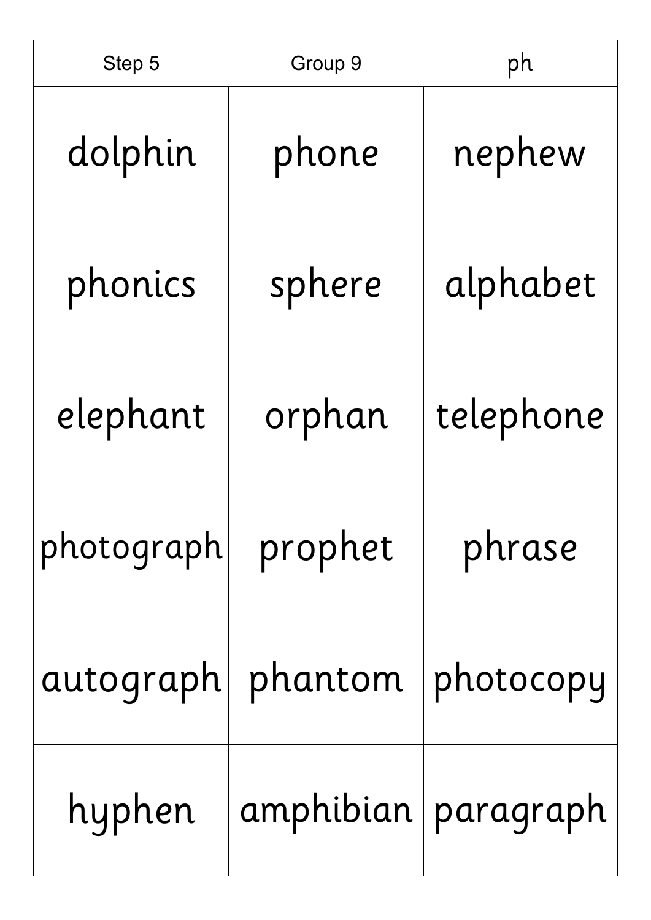| Step 5 | Group 9 | ph |
|---|---|---|
| dolphin | phone | nephew |
| phonics | sphere | alphabet |
| elephant | orphan | telephone |
| photograph | prophet | phrase |
| autograph | phantom | photocopy |
| hyphen | amphibian | paragraph |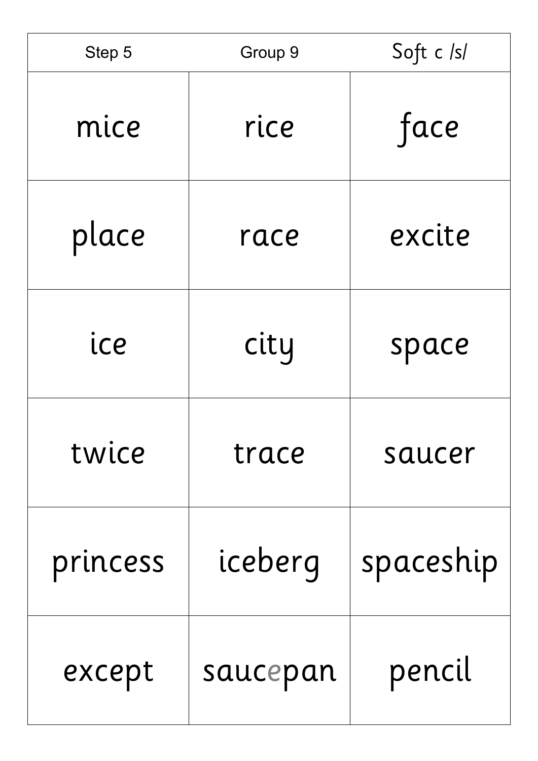| Step 5 | Group 9 | Soft c /s/ |
| --- | --- | --- |
| mice | rice | face |
| place | race | excite |
| ice | city | space |
| twice | trace | saucer |
| princess | iceberg | spaceship |
| except | saucepan | pencil |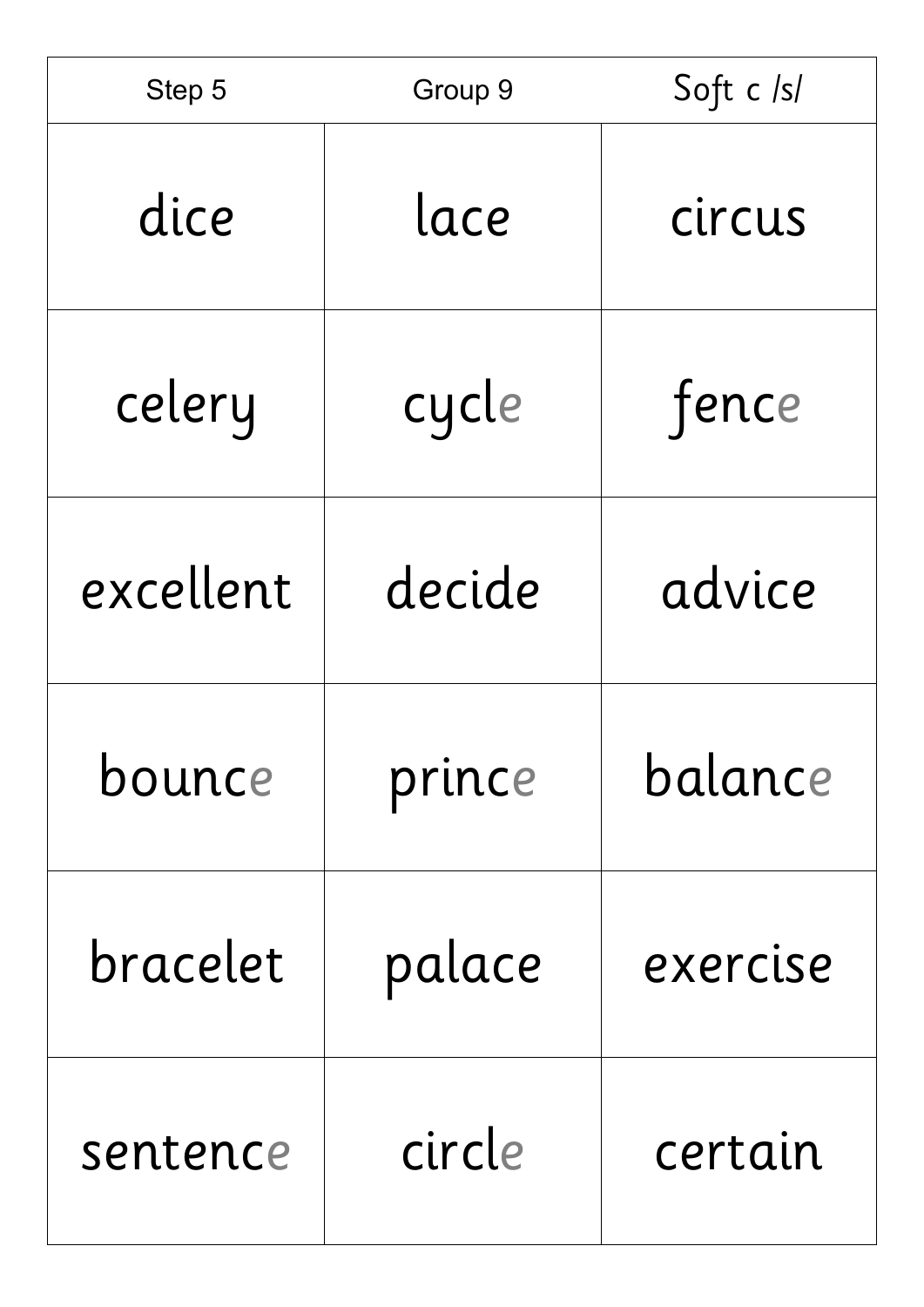| Step 5 | Group 9 | Soft c /s/ |
| --- | --- | --- |
| dice | lace | circus |
| celery | cycle | fence |
| excellent | decide | advice |
| bounce | prince | balance |
| bracelet | palace | exercise |
| sentence | circle | certain |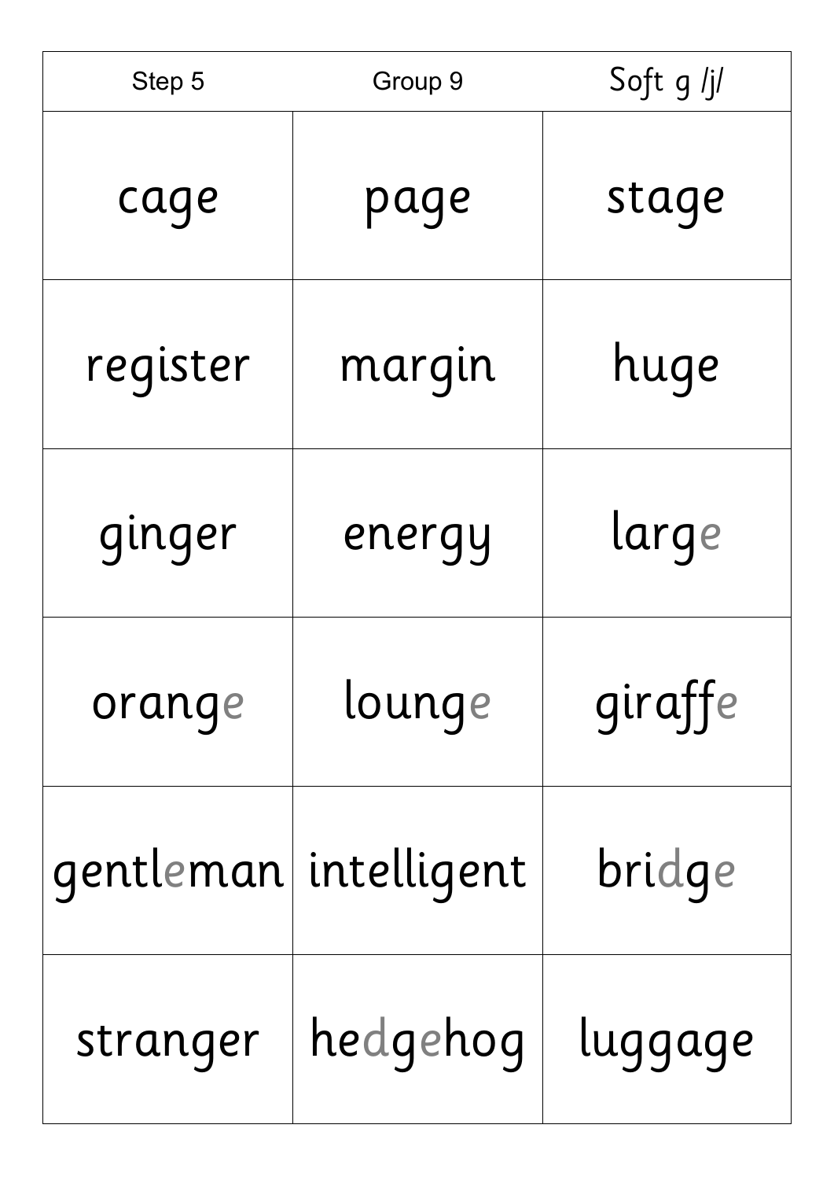| Step 5 | Group 9 | Soft g /j/ |
|---|---|---|
| cage | page | stage |
| register | margin | huge |
| ginger | energy | large |
| orange | lounge | giraffe |
| gentleman | intelligent | bridge |
| stranger | hedgehog | luggage |